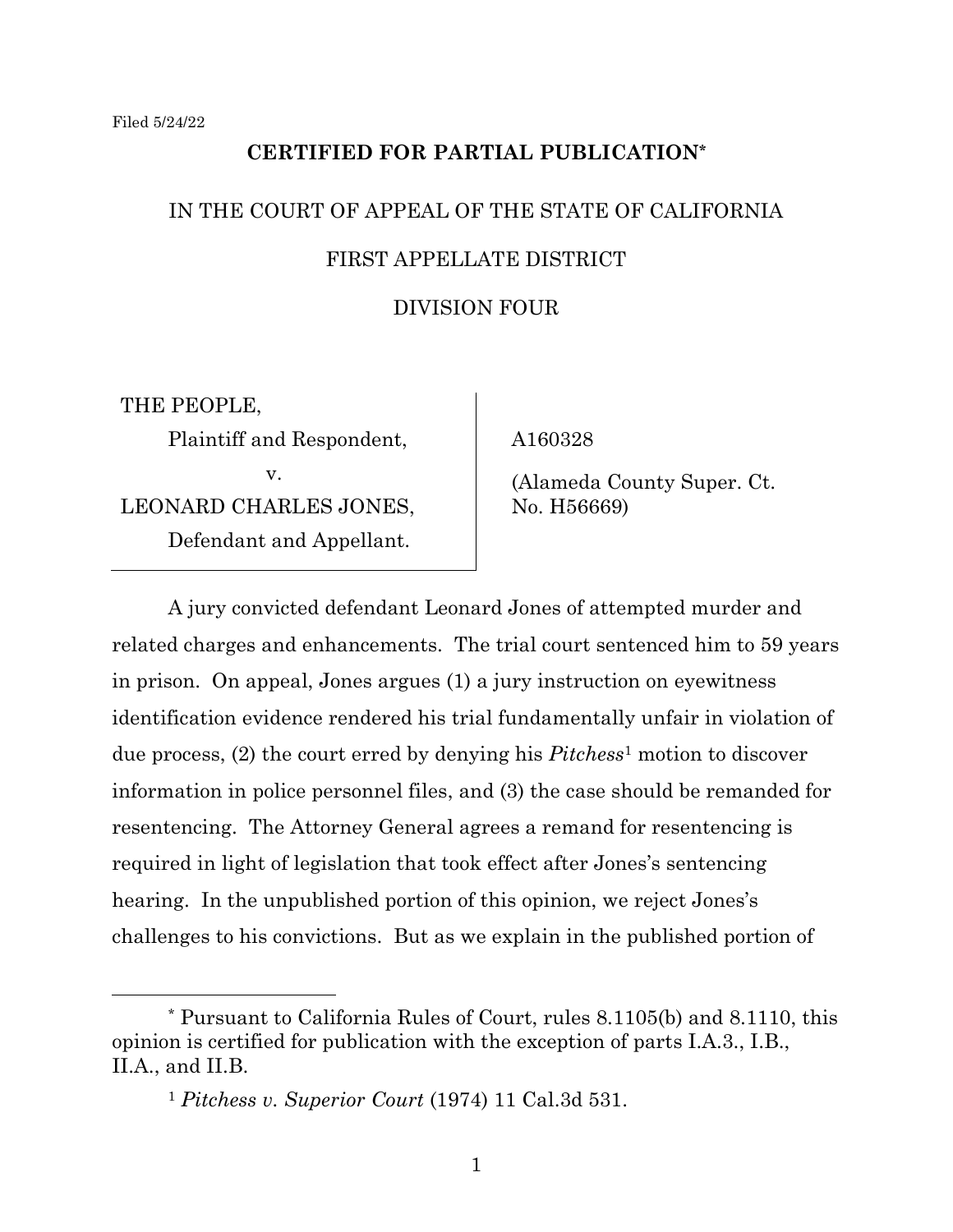Filed 5/24/22

**CERTIFIED FOR PARTIAL PUBLICATION***

IN THE COURT OF APPEAL OF THE STATE OF CALIFORNIA

FIRST APPELLATE DISTRICT

DIVISION FOUR

| | |
|---|---|
| THE PEOPLE,<br>Plaintiff and Respondent,<br>v.<br>LEONARD CHARLES JONES,<br>Defendant and Appellant. | A160328<br><br>(Alameda County Super. Ct. No. H56669) |

A jury convicted defendant Leonard Jones of attempted murder and related charges and enhancements. The trial court sentenced him to 59 years in prison. On appeal, Jones argues (1) a jury instruction on eyewitness identification evidence rendered his trial fundamentally unfair in violation of due process, (2) the court erred by denying his *Pitchess*[1] motion to discover information in police personnel files, and (3) the case should be remanded for resentencing. The Attorney General agrees a remand for resentencing is required in light of legislation that took effect after Jones's sentencing hearing. In the unpublished portion of this opinion, we reject Jones's challenges to his convictions. But as we explain in the published portion of

---

* Pursuant to California Rules of Court, rules 8.1105(b) and 8.1110, this opinion is certified for publication with the exception of parts I.A.3., I.B., II.A., and II.B.

[1] *Pitchess v. Superior Court* (1974) 11 Cal.3d 531.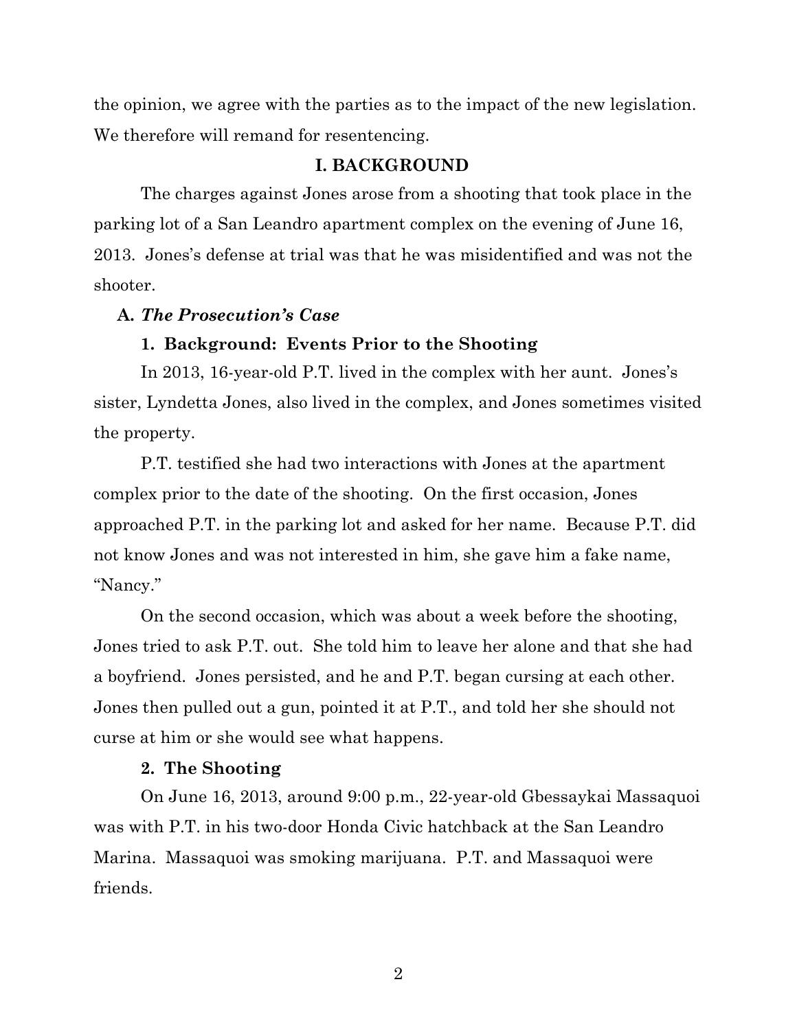the opinion, we agree with the parties as to the impact of the new legislation. We therefore will remand for resentencing.

## I. BACKGROUND

The charges against Jones arose from a shooting that took place in the parking lot of a San Leandro apartment complex on the evening of June 16, 2013. Jones's defense at trial was that he was misidentified and was not the shooter.

### A. *The Prosecution's Case*

#### 1. Background: Events Prior to the Shooting

In 2013, 16-year-old P.T. lived in the complex with her aunt. Jones's sister, Lyndetta Jones, also lived in the complex, and Jones sometimes visited the property.

P.T. testified she had two interactions with Jones at the apartment complex prior to the date of the shooting. On the first occasion, Jones approached P.T. in the parking lot and asked for her name. Because P.T. did not know Jones and was not interested in him, she gave him a fake name, "Nancy."

On the second occasion, which was about a week before the shooting, Jones tried to ask P.T. out. She told him to leave her alone and that she had a boyfriend. Jones persisted, and he and P.T. began cursing at each other. Jones then pulled out a gun, pointed it at P.T., and told her she should not curse at him or she would see what happens.

#### 2. The Shooting

On June 16, 2013, around 9:00 p.m., 22-year-old Gbessaykai Massaquoi was with P.T. in his two-door Honda Civic hatchback at the San Leandro Marina. Massaquoi was smoking marijuana. P.T. and Massaquoi were friends.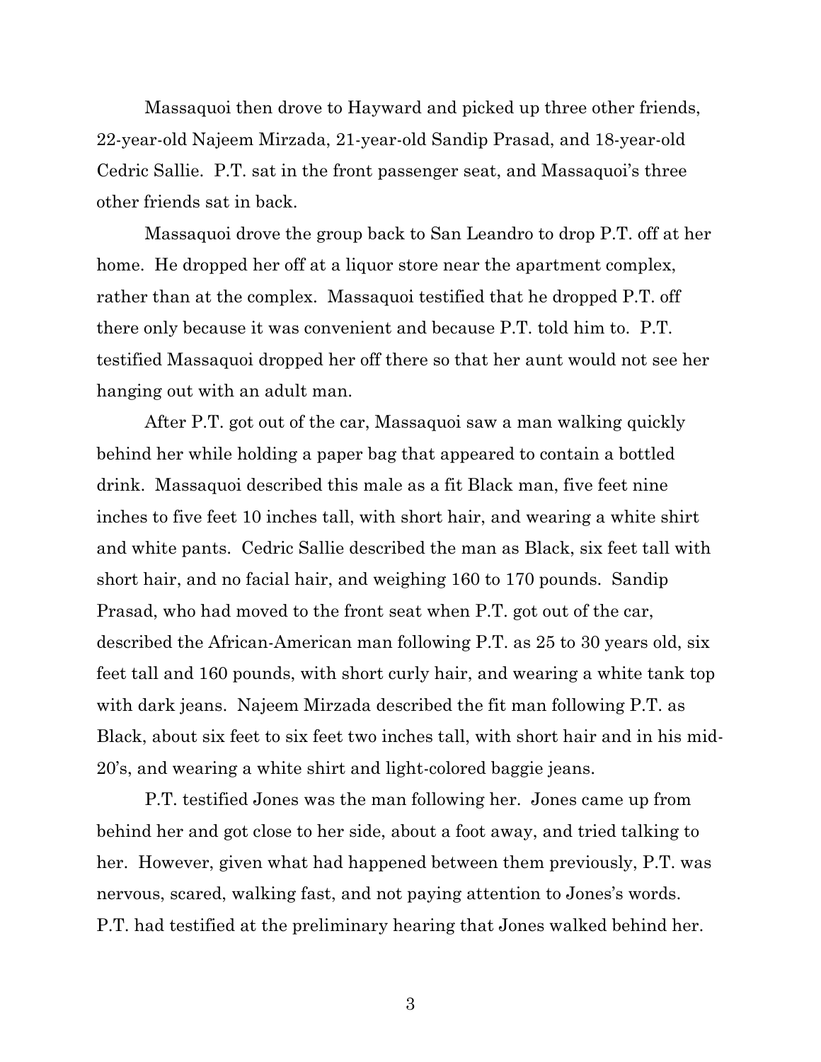Massaquoi then drove to Hayward and picked up three other friends, 22-year-old Najeem Mirzada, 21-year-old Sandip Prasad, and 18-year-old Cedric Sallie. P.T. sat in the front passenger seat, and Massaquoi's three other friends sat in back.

Massaquoi drove the group back to San Leandro to drop P.T. off at her home. He dropped her off at a liquor store near the apartment complex, rather than at the complex. Massaquoi testified that he dropped P.T. off there only because it was convenient and because P.T. told him to. P.T. testified Massaquoi dropped her off there so that her aunt would not see her hanging out with an adult man.

After P.T. got out of the car, Massaquoi saw a man walking quickly behind her while holding a paper bag that appeared to contain a bottled drink. Massaquoi described this male as a fit Black man, five feet nine inches to five feet 10 inches tall, with short hair, and wearing a white shirt and white pants. Cedric Sallie described the man as Black, six feet tall with short hair, and no facial hair, and weighing 160 to 170 pounds. Sandip Prasad, who had moved to the front seat when P.T. got out of the car, described the African-American man following P.T. as 25 to 30 years old, six feet tall and 160 pounds, with short curly hair, and wearing a white tank top with dark jeans. Najeem Mirzada described the fit man following P.T. as Black, about six feet to six feet two inches tall, with short hair and in his mid-20's, and wearing a white shirt and light-colored baggie jeans.

P.T. testified Jones was the man following her. Jones came up from behind her and got close to her side, about a foot away, and tried talking to her. However, given what had happened between them previously, P.T. was nervous, scared, walking fast, and not paying attention to Jones's words. P.T. had testified at the preliminary hearing that Jones walked behind her.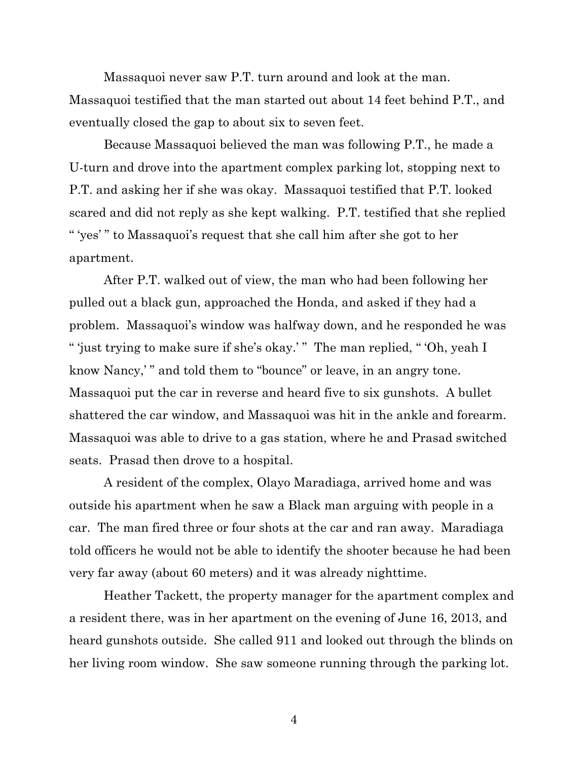Massaquoi never saw P.T. turn around and look at the man. Massaquoi testified that the man started out about 14 feet behind P.T., and eventually closed the gap to about six to seven feet.

Because Massaquoi believed the man was following P.T., he made a U-turn and drove into the apartment complex parking lot, stopping next to P.T. and asking her if she was okay. Massaquoi testified that P.T. looked scared and did not reply as she kept walking. P.T. testified that she replied " 'yes' " to Massaquoi's request that she call him after she got to her apartment.

After P.T. walked out of view, the man who had been following her pulled out a black gun, approached the Honda, and asked if they had a problem. Massaquoi's window was halfway down, and he responded he was " 'just trying to make sure if she's okay.' " The man replied, " 'Oh, yeah I know Nancy,' " and told them to "bounce" or leave, in an angry tone. Massaquoi put the car in reverse and heard five to six gunshots. A bullet shattered the car window, and Massaquoi was hit in the ankle and forearm. Massaquoi was able to drive to a gas station, where he and Prasad switched seats. Prasad then drove to a hospital.

A resident of the complex, Olayo Maradiaga, arrived home and was outside his apartment when he saw a Black man arguing with people in a car. The man fired three or four shots at the car and ran away. Maradiaga told officers he would not be able to identify the shooter because he had been very far away (about 60 meters) and it was already nighttime.

Heather Tackett, the property manager for the apartment complex and a resident there, was in her apartment on the evening of June 16, 2013, and heard gunshots outside. She called 911 and looked out through the blinds on her living room window. She saw someone running through the parking lot.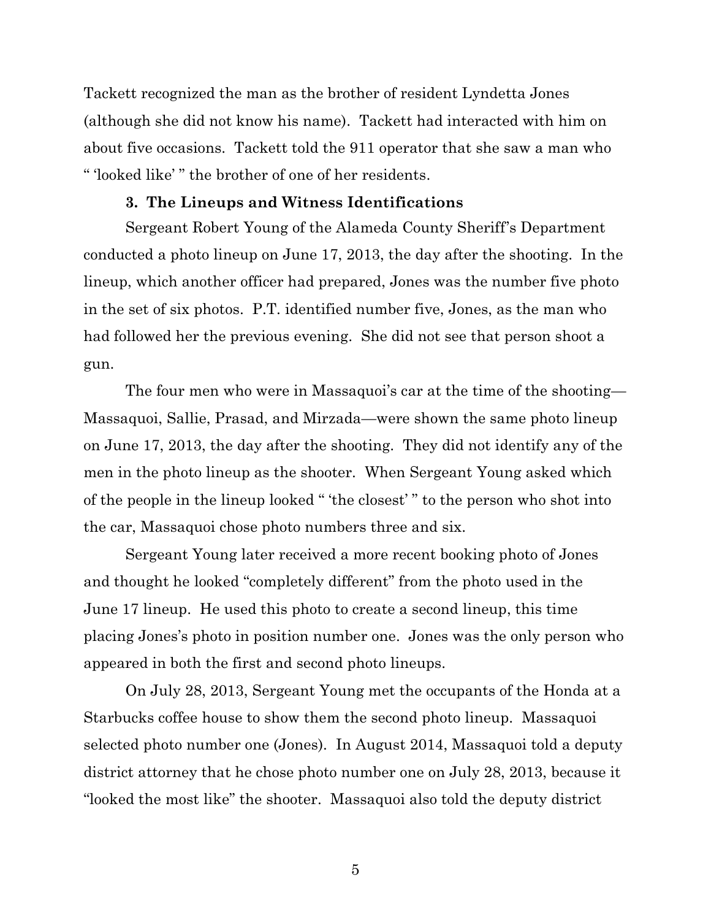Tackett recognized the man as the brother of resident Lyndetta Jones (although she did not know his name). Tackett had interacted with him on about five occasions. Tackett told the 911 operator that she saw a man who " 'looked like' " the brother of one of her residents.

### 3. The Lineups and Witness Identifications

Sergeant Robert Young of the Alameda County Sheriff's Department conducted a photo lineup on June 17, 2013, the day after the shooting. In the lineup, which another officer had prepared, Jones was the number five photo in the set of six photos. P.T. identified number five, Jones, as the man who had followed her the previous evening. She did not see that person shoot a gun.

The four men who were in Massaquoi's car at the time of the shooting—Massaquoi, Sallie, Prasad, and Mirzada—were shown the same photo lineup on June 17, 2013, the day after the shooting. They did not identify any of the men in the photo lineup as the shooter. When Sergeant Young asked which of the people in the lineup looked " 'the closest' " to the person who shot into the car, Massaquoi chose photo numbers three and six.

Sergeant Young later received a more recent booking photo of Jones and thought he looked "completely different" from the photo used in the June 17 lineup. He used this photo to create a second lineup, this time placing Jones's photo in position number one. Jones was the only person who appeared in both the first and second photo lineups.

On July 28, 2013, Sergeant Young met the occupants of the Honda at a Starbucks coffee house to show them the second photo lineup. Massaquoi selected photo number one (Jones). In August 2014, Massaquoi told a deputy district attorney that he chose photo number one on July 28, 2013, because it "looked the most like" the shooter. Massaquoi also told the deputy district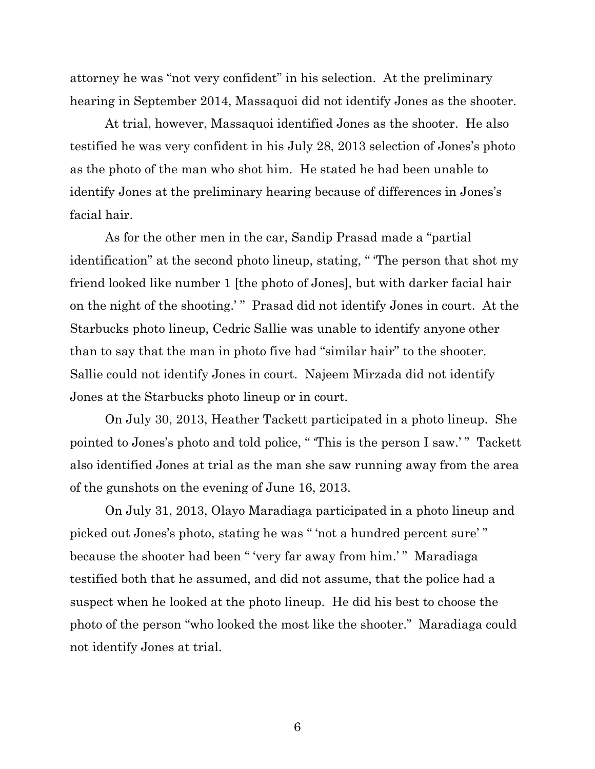attorney he was "not very confident" in his selection. At the preliminary hearing in September 2014, Massaquoi did not identify Jones as the shooter.

At trial, however, Massaquoi identified Jones as the shooter. He also testified he was very confident in his July 28, 2013 selection of Jones's photo as the photo of the man who shot him. He stated he had been unable to identify Jones at the preliminary hearing because of differences in Jones's facial hair.

As for the other men in the car, Sandip Prasad made a "partial identification" at the second photo lineup, stating, " 'The person that shot my friend looked like number 1 [the photo of Jones], but with darker facial hair on the night of the shooting.' " Prasad did not identify Jones in court. At the Starbucks photo lineup, Cedric Sallie was unable to identify anyone other than to say that the man in photo five had "similar hair" to the shooter. Sallie could not identify Jones in court. Najeem Mirzada did not identify Jones at the Starbucks photo lineup or in court.

On July 30, 2013, Heather Tackett participated in a photo lineup. She pointed to Jones's photo and told police, " 'This is the person I saw.' " Tackett also identified Jones at trial as the man she saw running away from the area of the gunshots on the evening of June 16, 2013.

On July 31, 2013, Olayo Maradiaga participated in a photo lineup and picked out Jones's photo, stating he was " 'not a hundred percent sure' " because the shooter had been " 'very far away from him.' " Maradiaga testified both that he assumed, and did not assume, that the police had a suspect when he looked at the photo lineup. He did his best to choose the photo of the person "who looked the most like the shooter." Maradiaga could not identify Jones at trial.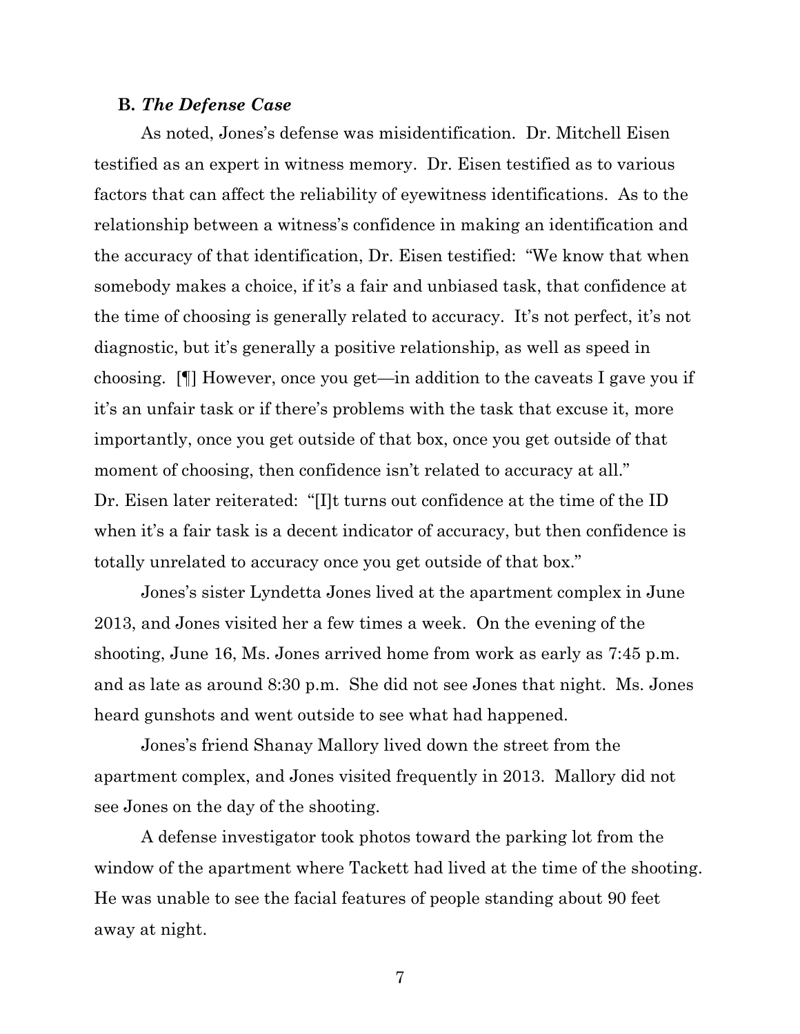### B. *The Defense Case*

As noted, Jones's defense was misidentification. Dr. Mitchell Eisen testified as an expert in witness memory. Dr. Eisen testified as to various factors that can affect the reliability of eyewitness identifications. As to the relationship between a witness's confidence in making an identification and the accuracy of that identification, Dr. Eisen testified: "We know that when somebody makes a choice, if it's a fair and unbiased task, that confidence at the time of choosing is generally related to accuracy. It's not perfect, it's not diagnostic, but it's generally a positive relationship, as well as speed in choosing. [¶] However, once you get—in addition to the caveats I gave you if it's an unfair task or if there's problems with the task that excuse it, more importantly, once you get outside of that box, once you get outside of that moment of choosing, then confidence isn't related to accuracy at all." Dr. Eisen later reiterated: "[I]t turns out confidence at the time of the ID when it's a fair task is a decent indicator of accuracy, but then confidence is totally unrelated to accuracy once you get outside of that box."

Jones's sister Lyndetta Jones lived at the apartment complex in June 2013, and Jones visited her a few times a week. On the evening of the shooting, June 16, Ms. Jones arrived home from work as early as 7:45 p.m. and as late as around 8:30 p.m. She did not see Jones that night. Ms. Jones heard gunshots and went outside to see what had happened.

Jones's friend Shanay Mallory lived down the street from the apartment complex, and Jones visited frequently in 2013. Mallory did not see Jones on the day of the shooting.

A defense investigator took photos toward the parking lot from the window of the apartment where Tackett had lived at the time of the shooting. He was unable to see the facial features of people standing about 90 feet away at night.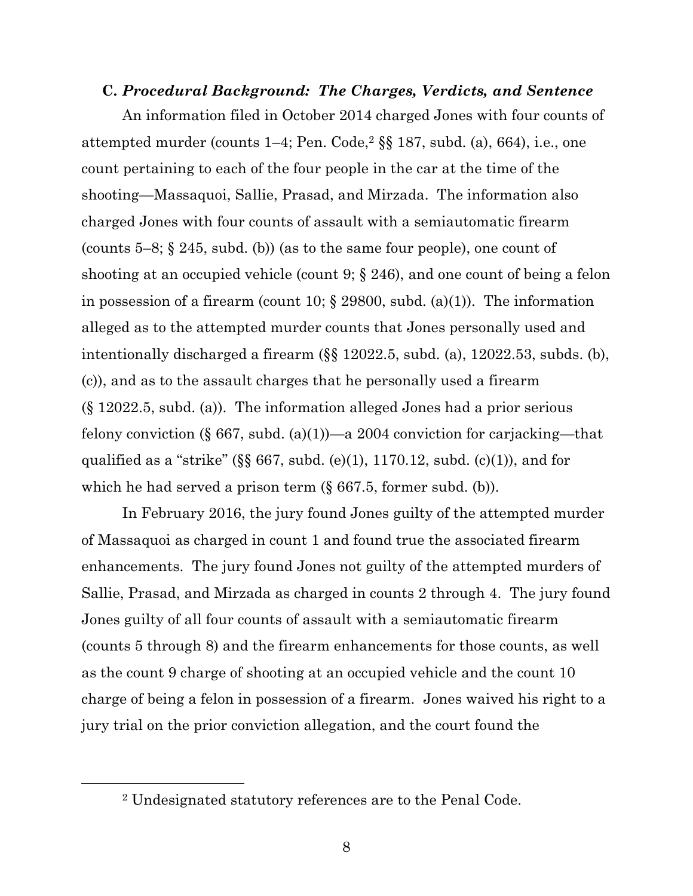### C. ***Procedural Background: The Charges, Verdicts, and Sentence***

An information filed in October 2014 charged Jones with four counts of attempted murder (counts 1–4; Pen. Code,[2] §§ 187, subd. (a), 664), i.e., one count pertaining to each of the four people in the car at the time of the shooting—Massaquoi, Sallie, Prasad, and Mirzada. The information also charged Jones with four counts of assault with a semiautomatic firearm (counts 5–8; § 245, subd. (b)) (as to the same four people), one count of shooting at an occupied vehicle (count 9; § 246), and one count of being a felon in possession of a firearm (count 10; § 29800, subd. (a)(1)). The information alleged as to the attempted murder counts that Jones personally used and intentionally discharged a firearm (§§ 12022.5, subd. (a), 12022.53, subds. (b), (c)), and as to the assault charges that he personally used a firearm (§ 12022.5, subd. (a)). The information alleged Jones had a prior serious felony conviction (§ 667, subd. (a)(1))—a 2004 conviction for carjacking—that qualified as a "strike" (§§ 667, subd. (e)(1), 1170.12, subd. (c)(1)), and for which he had served a prison term (§ 667.5, former subd. (b)).

In February 2016, the jury found Jones guilty of the attempted murder of Massaquoi as charged in count 1 and found true the associated firearm enhancements. The jury found Jones not guilty of the attempted murders of Sallie, Prasad, and Mirzada as charged in counts 2 through 4. The jury found Jones guilty of all four counts of assault with a semiautomatic firearm (counts 5 through 8) and the firearm enhancements for those counts, as well as the count 9 charge of shooting at an occupied vehicle and the count 10 charge of being a felon in possession of a firearm. Jones waived his right to a jury trial on the prior conviction allegation, and the court found the

[2] Undesignated statutory references are to the Penal Code.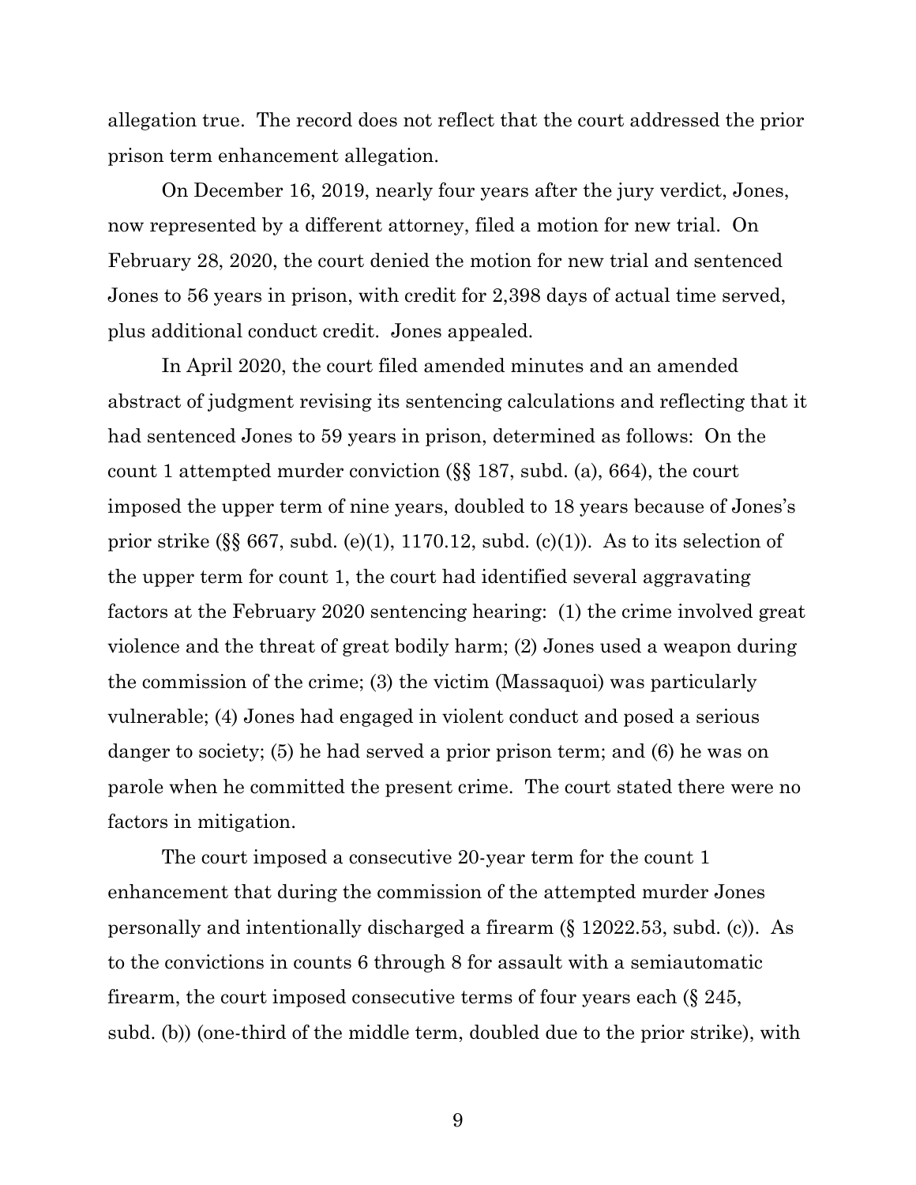allegation true. The record does not reflect that the court addressed the prior prison term enhancement allegation.

On December 16, 2019, nearly four years after the jury verdict, Jones, now represented by a different attorney, filed a motion for new trial. On February 28, 2020, the court denied the motion for new trial and sentenced Jones to 56 years in prison, with credit for 2,398 days of actual time served, plus additional conduct credit. Jones appealed.

In April 2020, the court filed amended minutes and an amended abstract of judgment revising its sentencing calculations and reflecting that it had sentenced Jones to 59 years in prison, determined as follows: On the count 1 attempted murder conviction (§§ 187, subd. (a), 664), the court imposed the upper term of nine years, doubled to 18 years because of Jones's prior strike (§§ 667, subd. (e)(1), 1170.12, subd. (c)(1)). As to its selection of the upper term for count 1, the court had identified several aggravating factors at the February 2020 sentencing hearing: (1) the crime involved great violence and the threat of great bodily harm; (2) Jones used a weapon during the commission of the crime; (3) the victim (Massaquoi) was particularly vulnerable; (4) Jones had engaged in violent conduct and posed a serious danger to society; (5) he had served a prior prison term; and (6) he was on parole when he committed the present crime. The court stated there were no factors in mitigation.

The court imposed a consecutive 20-year term for the count 1 enhancement that during the commission of the attempted murder Jones personally and intentionally discharged a firearm (§ 12022.53, subd. (c)). As to the convictions in counts 6 through 8 for assault with a semiautomatic firearm, the court imposed consecutive terms of four years each (§ 245, subd. (b)) (one-third of the middle term, doubled due to the prior strike), with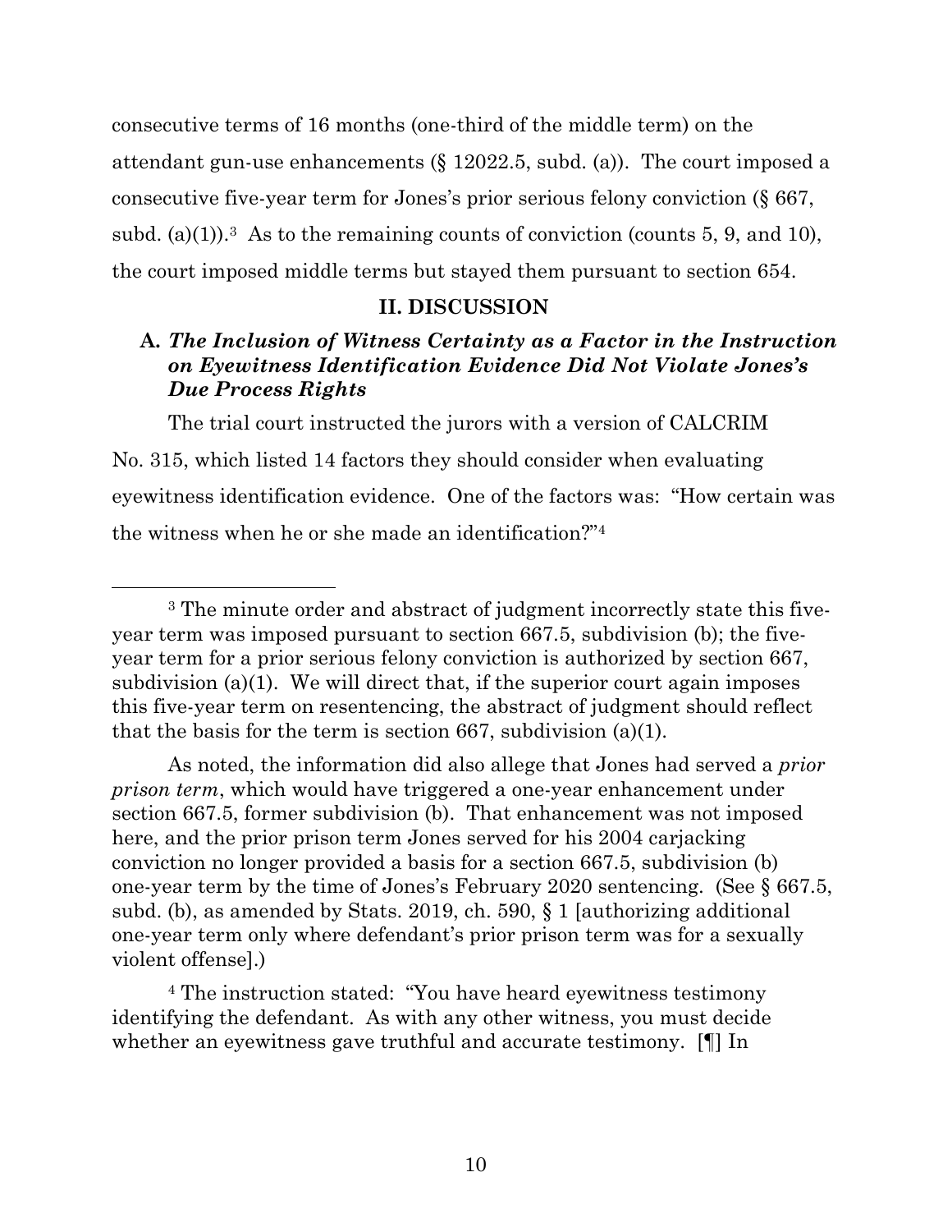consecutive terms of 16 months (one-third of the middle term) on the attendant gun-use enhancements (§ 12022.5, subd. (a)). The court imposed a consecutive five-year term for Jones's prior serious felony conviction (§ 667, subd. (a)(1)).[3] As to the remaining counts of conviction (counts 5, 9, and 10), the court imposed middle terms but stayed them pursuant to section 654.

## II. DISCUSSION

### A. *The Inclusion of Witness Certainty as a Factor in the Instruction on Eyewitness Identification Evidence Did Not Violate Jones's Due Process Rights*

The trial court instructed the jurors with a version of CALCRIM No. 315, which listed 14 factors they should consider when evaluating eyewitness identification evidence. One of the factors was: "How certain was the witness when he or she made an identification?"[4]

---

[3] The minute order and abstract of judgment incorrectly state this five-year term was imposed pursuant to section 667.5, subdivision (b); the five-year term for a prior serious felony conviction is authorized by section 667, subdivision (a)(1). We will direct that, if the superior court again imposes this five-year term on resentencing, the abstract of judgment should reflect that the basis for the term is section 667, subdivision (a)(1).

As noted, the information did also allege that Jones had served a *prior prison term*, which would have triggered a one-year enhancement under section 667.5, former subdivision (b). That enhancement was not imposed here, and the prior prison term Jones served for his 2004 carjacking conviction no longer provided a basis for a section 667.5, subdivision (b) one-year term by the time of Jones's February 2020 sentencing. (See § 667.5, subd. (b), as amended by Stats. 2019, ch. 590, § 1 [authorizing additional one-year term only where defendant's prior prison term was for a sexually violent offense].)

[4] The instruction stated: "You have heard eyewitness testimony identifying the defendant. As with any other witness, you must decide whether an eyewitness gave truthful and accurate testimony. [¶] In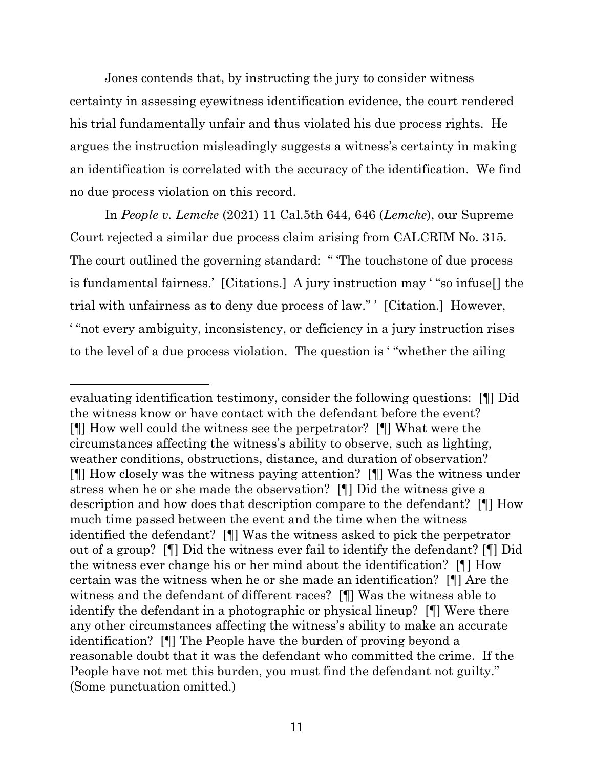Jones contends that, by instructing the jury to consider witness certainty in assessing eyewitness identification evidence, the court rendered his trial fundamentally unfair and thus violated his due process rights. He argues the instruction misleadingly suggests a witness's certainty in making an identification is correlated with the accuracy of the identification. We find no due process violation on this record.

In *People v. Lemcke* (2021) 11 Cal.5th 644, 646 (*Lemcke*), our Supreme Court rejected a similar due process claim arising from CALCRIM No. 315. The court outlined the governing standard: " 'The touchstone of due process is fundamental fairness.' [Citations.] A jury instruction may ' "so infuse[] the trial with unfairness as to deny due process of law." ' [Citation.] However, ' "not every ambiguity, inconsistency, or deficiency in a jury instruction rises to the level of a due process violation. The question is ' "whether the ailing

---

evaluating identification testimony, consider the following questions: [¶] Did the witness know or have contact with the defendant before the event? [¶] How well could the witness see the perpetrator? [¶] What were the circumstances affecting the witness's ability to observe, such as lighting, weather conditions, obstructions, distance, and duration of observation? [¶] How closely was the witness paying attention? [¶] Was the witness under stress when he or she made the observation? [¶] Did the witness give a description and how does that description compare to the defendant? [¶] How much time passed between the event and the time when the witness identified the defendant? [¶] Was the witness asked to pick the perpetrator out of a group? [¶] Did the witness ever fail to identify the defendant? [¶] Did the witness ever change his or her mind about the identification? [¶] How certain was the witness when he or she made an identification? [¶] Are the witness and the defendant of different races? [¶] Was the witness able to identify the defendant in a photographic or physical lineup? [¶] Were there any other circumstances affecting the witness's ability to make an accurate identification? [¶] The People have the burden of proving beyond a reasonable doubt that it was the defendant who committed the crime. If the People have not met this burden, you must find the defendant not guilty." (Some punctuation omitted.)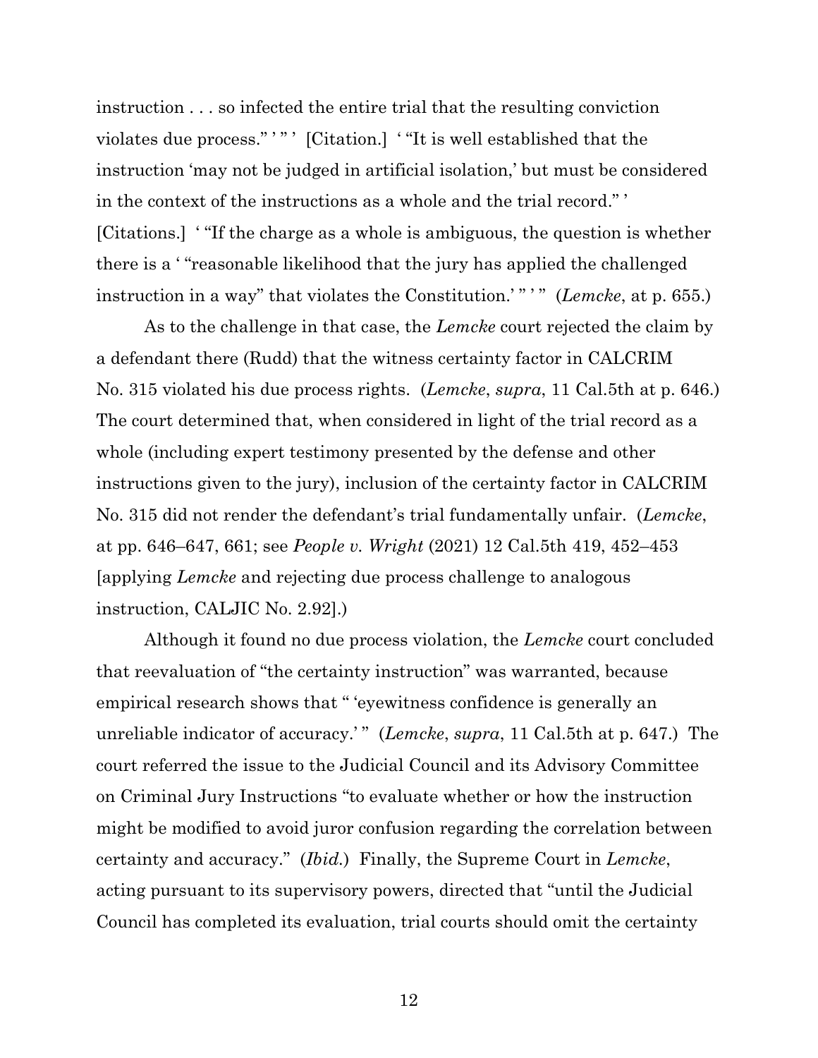instruction . . . so infected the entire trial that the resulting conviction violates due process." ' " ' [Citation.] ' "It is well established that the instruction 'may not be judged in artificial isolation,' but must be considered in the context of the instructions as a whole and the trial record." ' [Citations.] ' "If the charge as a whole is ambiguous, the question is whether there is a ' "reasonable likelihood that the jury has applied the challenged instruction in a way" that violates the Constitution.' " ' " (*Lemcke*, at p. 655.)

As to the challenge in that case, the *Lemcke* court rejected the claim by a defendant there (Rudd) that the witness certainty factor in CALCRIM No. 315 violated his due process rights. (*Lemcke*, *supra*, 11 Cal.5th at p. 646.) The court determined that, when considered in light of the trial record as a whole (including expert testimony presented by the defense and other instructions given to the jury), inclusion of the certainty factor in CALCRIM No. 315 did not render the defendant's trial fundamentally unfair. (*Lemcke*, at pp. 646–647, 661; see *People v. Wright* (2021) 12 Cal.5th 419, 452–453 [applying *Lemcke* and rejecting due process challenge to analogous instruction, CALJIC No. 2.92].)

Although it found no due process violation, the *Lemcke* court concluded that reevaluation of "the certainty instruction" was warranted, because empirical research shows that " 'eyewitness confidence is generally an unreliable indicator of accuracy.' " (*Lemcke*, *supra*, 11 Cal.5th at p. 647.) The court referred the issue to the Judicial Council and its Advisory Committee on Criminal Jury Instructions "to evaluate whether or how the instruction might be modified to avoid juror confusion regarding the correlation between certainty and accuracy." (*Ibid.*) Finally, the Supreme Court in *Lemcke*, acting pursuant to its supervisory powers, directed that "until the Judicial Council has completed its evaluation, trial courts should omit the certainty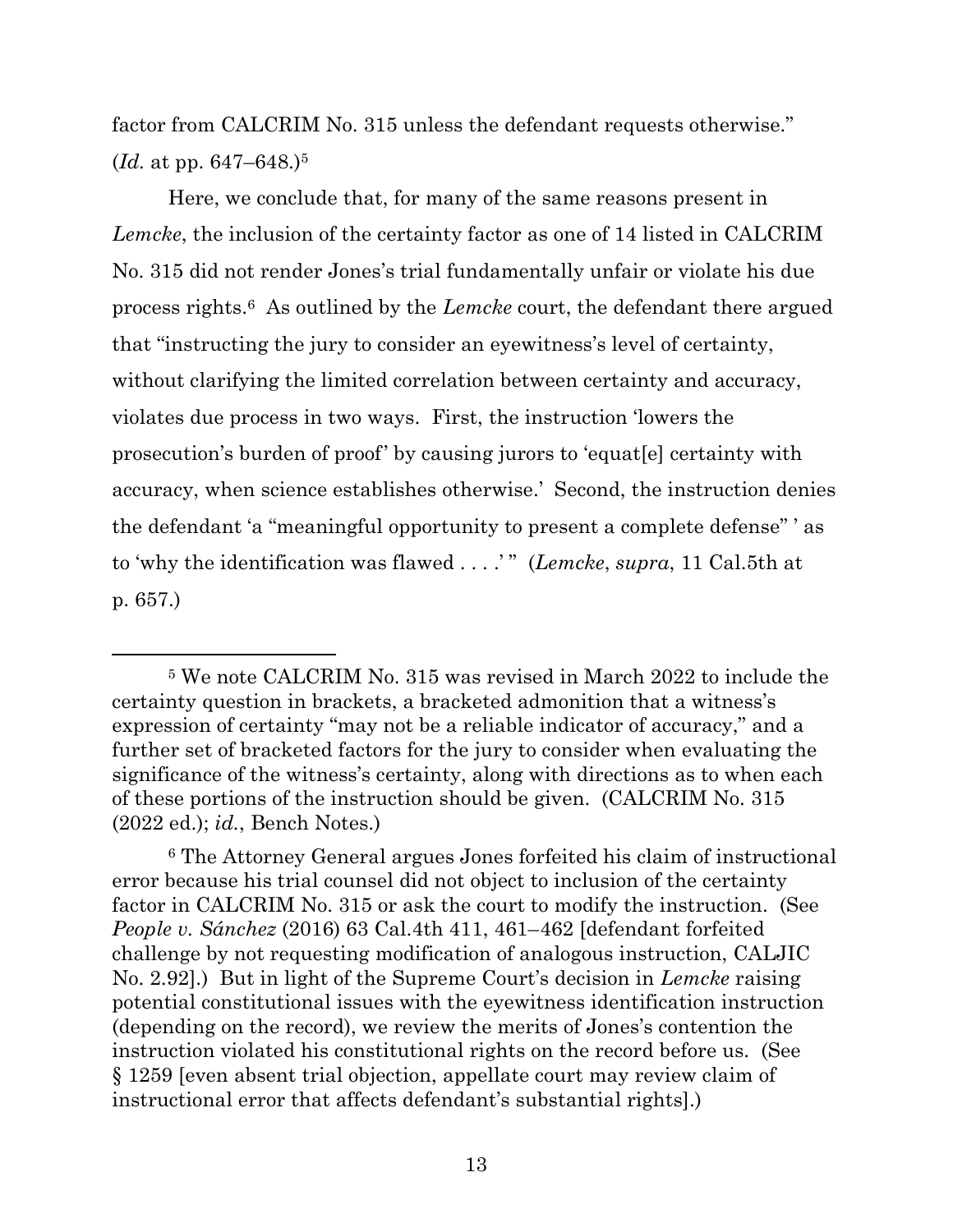factor from CALCRIM No. 315 unless the defendant requests otherwise." (*Id.* at pp. 647–648.)[5]

Here, we conclude that, for many of the same reasons present in *Lemcke*, the inclusion of the certainty factor as one of 14 listed in CALCRIM No. 315 did not render Jones's trial fundamentally unfair or violate his due process rights.[6] As outlined by the *Lemcke* court, the defendant there argued that "instructing the jury to consider an eyewitness's level of certainty, without clarifying the limited correlation between certainty and accuracy, violates due process in two ways. First, the instruction 'lowers the prosecution's burden of proof' by causing jurors to 'equat[e] certainty with accuracy, when science establishes otherwise.' Second, the instruction denies the defendant 'a "meaningful opportunity to present a complete defense" ' as to 'why the identification was flawed . . . .' " (*Lemcke*, *supra*, 11 Cal.5th at p. 657.)

---

[5] We note CALCRIM No. 315 was revised in March 2022 to include the certainty question in brackets, a bracketed admonition that a witness's expression of certainty "may not be a reliable indicator of accuracy," and a further set of bracketed factors for the jury to consider when evaluating the significance of the witness's certainty, along with directions as to when each of these portions of the instruction should be given. (CALCRIM No. 315 (2022 ed.); *id.*, Bench Notes.)

[6] The Attorney General argues Jones forfeited his claim of instructional error because his trial counsel did not object to inclusion of the certainty factor in CALCRIM No. 315 or ask the court to modify the instruction. (See *People v. Sánchez* (2016) 63 Cal.4th 411, 461–462 [defendant forfeited challenge by not requesting modification of analogous instruction, CALJIC No. 2.92].) But in light of the Supreme Court's decision in *Lemcke* raising potential constitutional issues with the eyewitness identification instruction (depending on the record), we review the merits of Jones's contention the instruction violated his constitutional rights on the record before us. (See § 1259 [even absent trial objection, appellate court may review claim of instructional error that affects defendant's substantial rights].)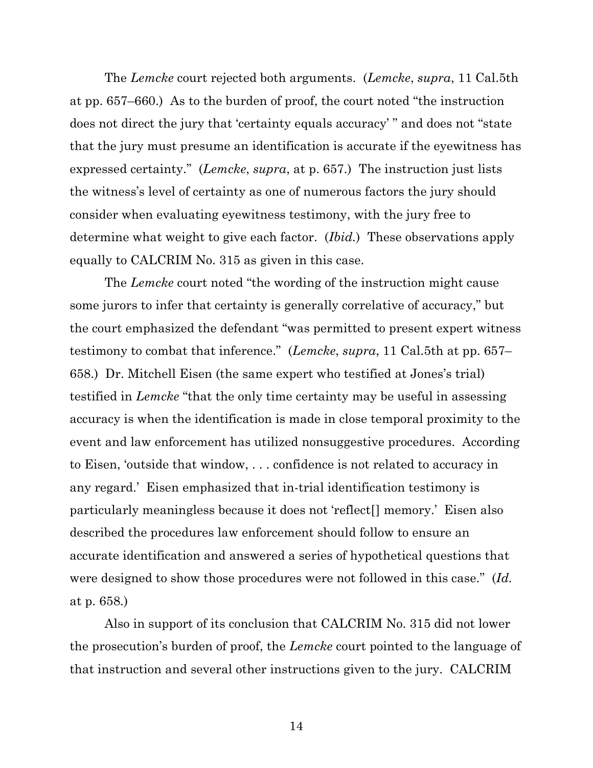The *Lemcke* court rejected both arguments. (*Lemcke*, *supra*, 11 Cal.5th at pp. 657–660.) As to the burden of proof, the court noted "the instruction does not direct the jury that 'certainty equals accuracy' " and does not "state that the jury must presume an identification is accurate if the eyewitness has expressed certainty." (*Lemcke*, *supra*, at p. 657.) The instruction just lists the witness's level of certainty as one of numerous factors the jury should consider when evaluating eyewitness testimony, with the jury free to determine what weight to give each factor. (*Ibid.*) These observations apply equally to CALCRIM No. 315 as given in this case.

The *Lemcke* court noted "the wording of the instruction might cause some jurors to infer that certainty is generally correlative of accuracy," but the court emphasized the defendant "was permitted to present expert witness testimony to combat that inference." (*Lemcke*, *supra*, 11 Cal.5th at pp. 657–658.) Dr. Mitchell Eisen (the same expert who testified at Jones's trial) testified in *Lemcke* "that the only time certainty may be useful in assessing accuracy is when the identification is made in close temporal proximity to the event and law enforcement has utilized nonsuggestive procedures. According to Eisen, 'outside that window, . . . confidence is not related to accuracy in any regard.' Eisen emphasized that in-trial identification testimony is particularly meaningless because it does not 'reflect[] memory.' Eisen also described the procedures law enforcement should follow to ensure an accurate identification and answered a series of hypothetical questions that were designed to show those procedures were not followed in this case." (*Id.* at p. 658.)

Also in support of its conclusion that CALCRIM No. 315 did not lower the prosecution's burden of proof, the *Lemcke* court pointed to the language of that instruction and several other instructions given to the jury. CALCRIM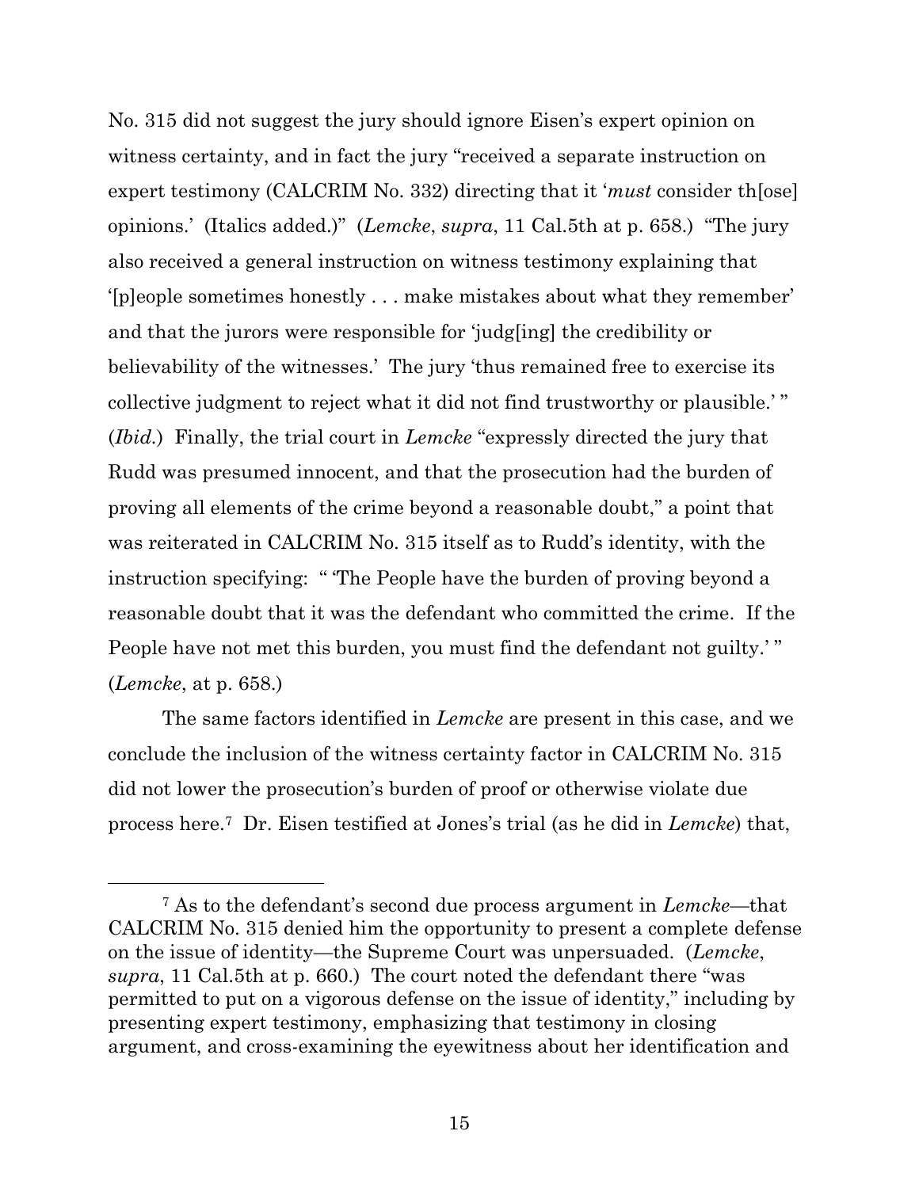No. 315 did not suggest the jury should ignore Eisen's expert opinion on witness certainty, and in fact the jury "received a separate instruction on expert testimony (CALCRIM No. 332) directing that it '*must* consider th[ose] opinions.' (Italics added.)" (*Lemcke*, *supra*, 11 Cal.5th at p. 658.) "The jury also received a general instruction on witness testimony explaining that '[p]eople sometimes honestly . . . make mistakes about what they remember' and that the jurors were responsible for 'judg[ing] the credibility or believability of the witnesses.' The jury 'thus remained free to exercise its collective judgment to reject what it did not find trustworthy or plausible.' " (*Ibid.*) Finally, the trial court in *Lemcke* "expressly directed the jury that Rudd was presumed innocent, and that the prosecution had the burden of proving all elements of the crime beyond a reasonable doubt," a point that was reiterated in CALCRIM No. 315 itself as to Rudd's identity, with the instruction specifying: " 'The People have the burden of proving beyond a reasonable doubt that it was the defendant who committed the crime. If the People have not met this burden, you must find the defendant not guilty.' " (*Lemcke*, at p. 658.)

The same factors identified in *Lemcke* are present in this case, and we conclude the inclusion of the witness certainty factor in CALCRIM No. 315 did not lower the prosecution's burden of proof or otherwise violate due process here.[7] Dr. Eisen testified at Jones's trial (as he did in *Lemcke*) that,

---

[7] As to the defendant's second due process argument in *Lemcke*—that CALCRIM No. 315 denied him the opportunity to present a complete defense on the issue of identity—the Supreme Court was unpersuaded. (*Lemcke*, *supra*, 11 Cal.5th at p. 660.) The court noted the defendant there "was permitted to put on a vigorous defense on the issue of identity," including by presenting expert testimony, emphasizing that testimony in closing argument, and cross-examining the eyewitness about her identification and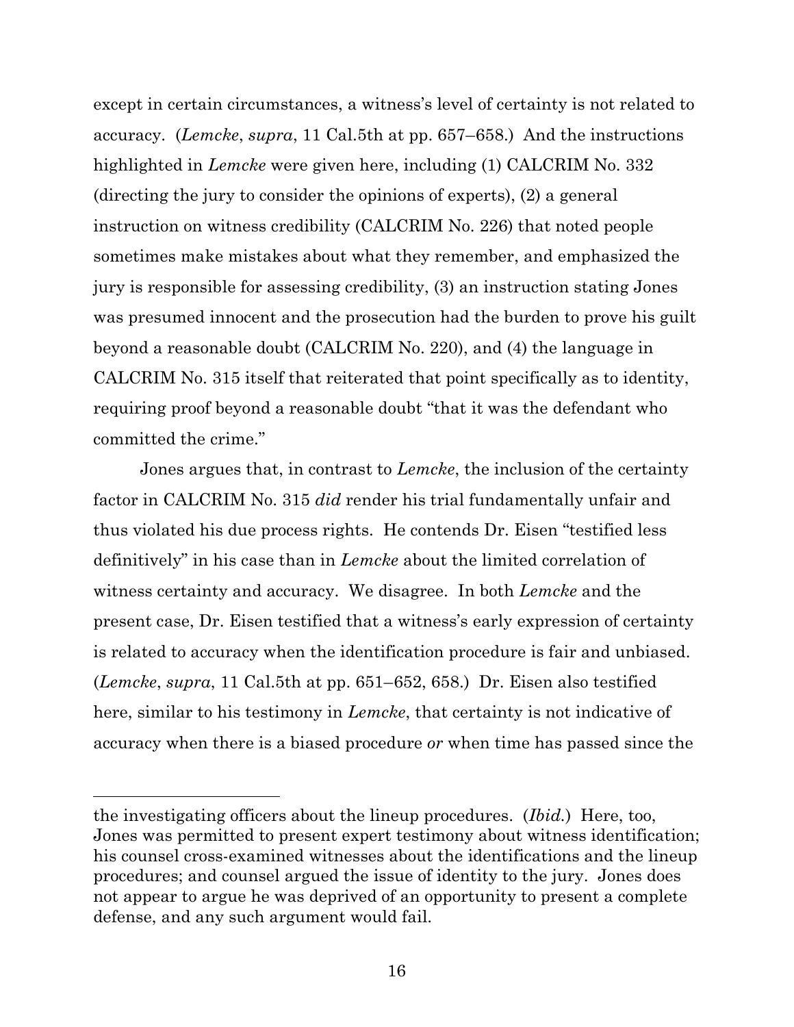except in certain circumstances, a witness's level of certainty is not related to accuracy. (*Lemcke*, *supra*, 11 Cal.5th at pp. 657–658.) And the instructions highlighted in *Lemcke* were given here, including (1) CALCRIM No. 332 (directing the jury to consider the opinions of experts), (2) a general instruction on witness credibility (CALCRIM No. 226) that noted people sometimes make mistakes about what they remember, and emphasized the jury is responsible for assessing credibility, (3) an instruction stating Jones was presumed innocent and the prosecution had the burden to prove his guilt beyond a reasonable doubt (CALCRIM No. 220), and (4) the language in CALCRIM No. 315 itself that reiterated that point specifically as to identity, requiring proof beyond a reasonable doubt "that it was the defendant who committed the crime."

Jones argues that, in contrast to *Lemcke*, the inclusion of the certainty factor in CALCRIM No. 315 *did* render his trial fundamentally unfair and thus violated his due process rights. He contends Dr. Eisen "testified less definitively" in his case than in *Lemcke* about the limited correlation of witness certainty and accuracy. We disagree. In both *Lemcke* and the present case, Dr. Eisen testified that a witness's early expression of certainty is related to accuracy when the identification procedure is fair and unbiased. (*Lemcke*, *supra*, 11 Cal.5th at pp. 651–652, 658.) Dr. Eisen also testified here, similar to his testimony in *Lemcke*, that certainty is not indicative of accuracy when there is a biased procedure *or* when time has passed since the

---

the investigating officers about the lineup procedures. (*Ibid.*) Here, too, Jones was permitted to present expert testimony about witness identification; his counsel cross-examined witnesses about the identifications and the lineup procedures; and counsel argued the issue of identity to the jury. Jones does not appear to argue he was deprived of an opportunity to present a complete defense, and any such argument would fail.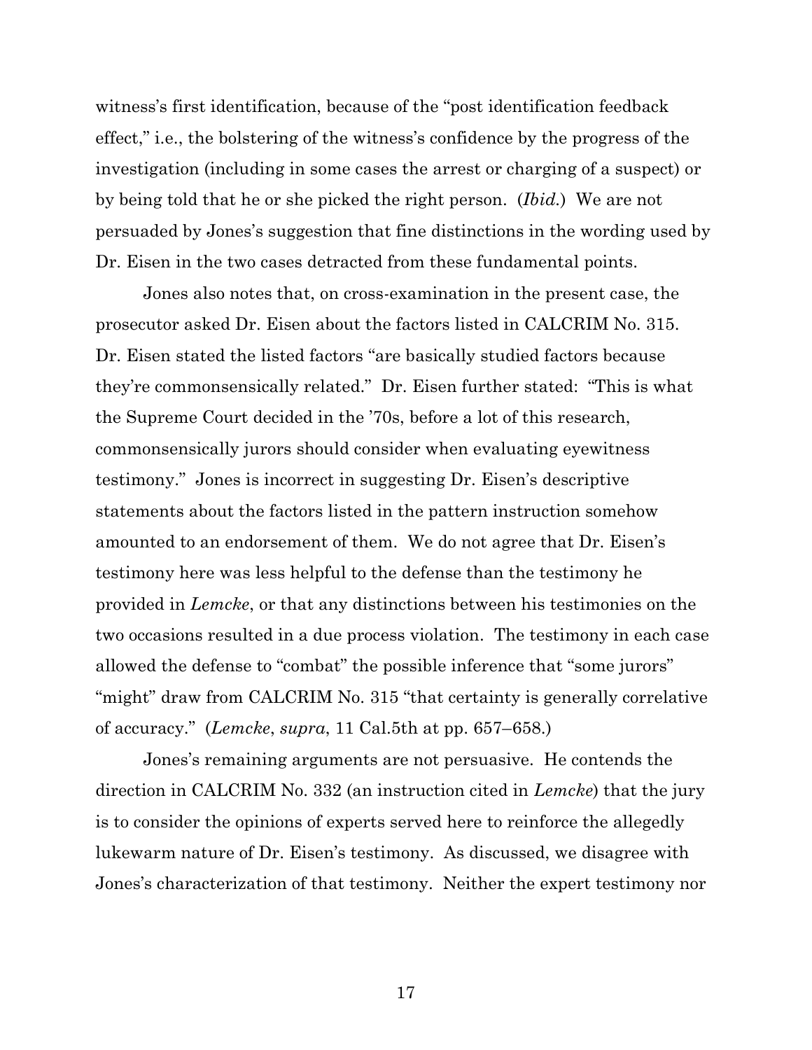witness's first identification, because of the "post identification feedback effect," i.e., the bolstering of the witness's confidence by the progress of the investigation (including in some cases the arrest or charging of a suspect) or by being told that he or she picked the right person. (*Ibid.*) We are not persuaded by Jones's suggestion that fine distinctions in the wording used by Dr. Eisen in the two cases detracted from these fundamental points.

Jones also notes that, on cross-examination in the present case, the prosecutor asked Dr. Eisen about the factors listed in CALCRIM No. 315. Dr. Eisen stated the listed factors "are basically studied factors because they're commonsensically related." Dr. Eisen further stated: "This is what the Supreme Court decided in the '70s, before a lot of this research, commonsensically jurors should consider when evaluating eyewitness testimony." Jones is incorrect in suggesting Dr. Eisen's descriptive statements about the factors listed in the pattern instruction somehow amounted to an endorsement of them. We do not agree that Dr. Eisen's testimony here was less helpful to the defense than the testimony he provided in *Lemcke*, or that any distinctions between his testimonies on the two occasions resulted in a due process violation. The testimony in each case allowed the defense to "combat" the possible inference that "some jurors" "might" draw from CALCRIM No. 315 "that certainty is generally correlative of accuracy." (*Lemcke*, *supra*, 11 Cal.5th at pp. 657–658.)

Jones's remaining arguments are not persuasive. He contends the direction in CALCRIM No. 332 (an instruction cited in *Lemcke*) that the jury is to consider the opinions of experts served here to reinforce the allegedly lukewarm nature of Dr. Eisen's testimony. As discussed, we disagree with Jones's characterization of that testimony. Neither the expert testimony nor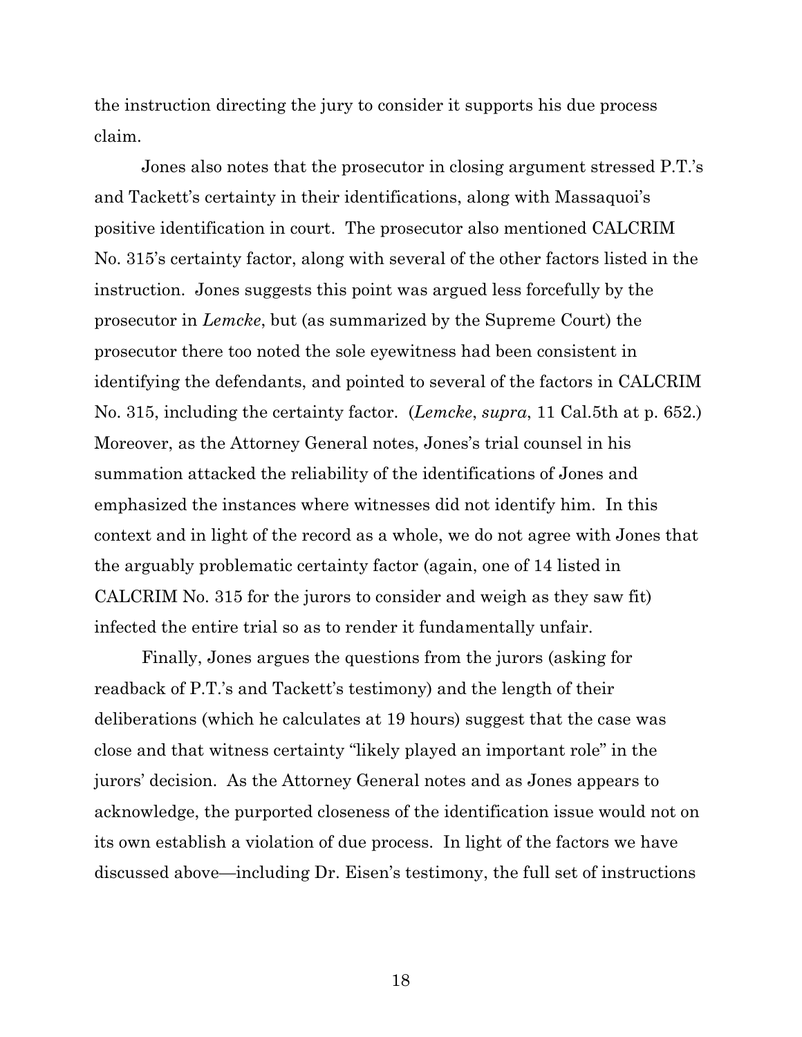the instruction directing the jury to consider it supports his due process claim.

Jones also notes that the prosecutor in closing argument stressed P.T.'s and Tackett's certainty in their identifications, along with Massaquoi's positive identification in court. The prosecutor also mentioned CALCRIM No. 315's certainty factor, along with several of the other factors listed in the instruction. Jones suggests this point was argued less forcefully by the prosecutor in *Lemcke*, but (as summarized by the Supreme Court) the prosecutor there too noted the sole eyewitness had been consistent in identifying the defendants, and pointed to several of the factors in CALCRIM No. 315, including the certainty factor. (*Lemcke*, *supra*, 11 Cal.5th at p. 652.) Moreover, as the Attorney General notes, Jones's trial counsel in his summation attacked the reliability of the identifications of Jones and emphasized the instances where witnesses did not identify him. In this context and in light of the record as a whole, we do not agree with Jones that the arguably problematic certainty factor (again, one of 14 listed in CALCRIM No. 315 for the jurors to consider and weigh as they saw fit) infected the entire trial so as to render it fundamentally unfair.

Finally, Jones argues the questions from the jurors (asking for readback of P.T.'s and Tackett's testimony) and the length of their deliberations (which he calculates at 19 hours) suggest that the case was close and that witness certainty "likely played an important role" in the jurors' decision. As the Attorney General notes and as Jones appears to acknowledge, the purported closeness of the identification issue would not on its own establish a violation of due process. In light of the factors we have discussed above—including Dr. Eisen's testimony, the full set of instructions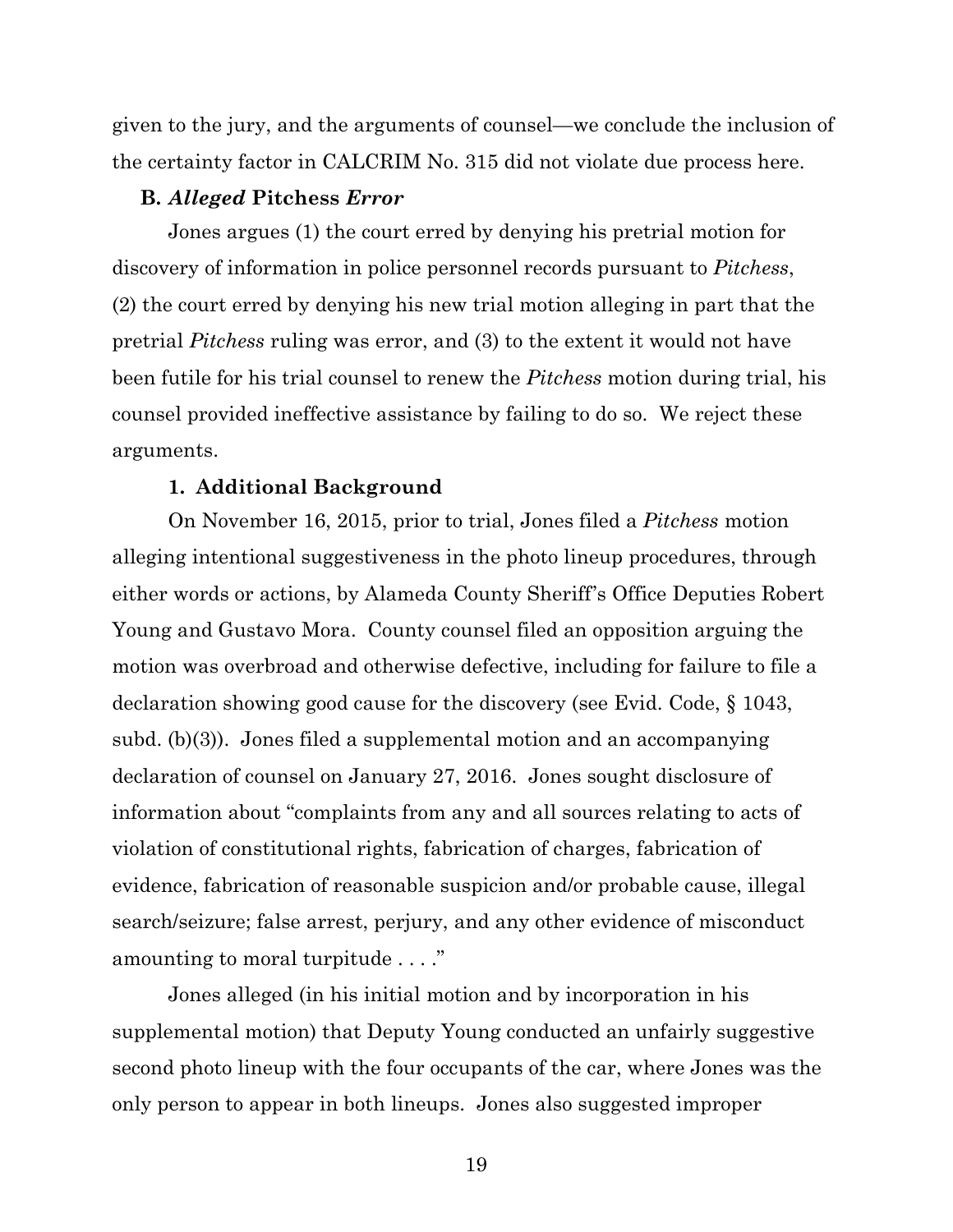given to the jury, and the arguments of counsel—we conclude the inclusion of the certainty factor in CALCRIM No. 315 did not violate due process here.

### B. *Alleged* Pitchess *Error*

Jones argues (1) the court erred by denying his pretrial motion for discovery of information in police personnel records pursuant to *Pitchess*, (2) the court erred by denying his new trial motion alleging in part that the pretrial *Pitchess* ruling was error, and (3) to the extent it would not have been futile for his trial counsel to renew the *Pitchess* motion during trial, his counsel provided ineffective assistance by failing to do so. We reject these arguments.

#### 1. Additional Background

On November 16, 2015, prior to trial, Jones filed a *Pitchess* motion alleging intentional suggestiveness in the photo lineup procedures, through either words or actions, by Alameda County Sheriff's Office Deputies Robert Young and Gustavo Mora. County counsel filed an opposition arguing the motion was overbroad and otherwise defective, including for failure to file a declaration showing good cause for the discovery (see Evid. Code, § 1043, subd. (b)(3)). Jones filed a supplemental motion and an accompanying declaration of counsel on January 27, 2016. Jones sought disclosure of information about "complaints from any and all sources relating to acts of violation of constitutional rights, fabrication of charges, fabrication of evidence, fabrication of reasonable suspicion and/or probable cause, illegal search/seizure; false arrest, perjury, and any other evidence of misconduct amounting to moral turpitude . . . ."

Jones alleged (in his initial motion and by incorporation in his supplemental motion) that Deputy Young conducted an unfairly suggestive second photo lineup with the four occupants of the car, where Jones was the only person to appear in both lineups. Jones also suggested improper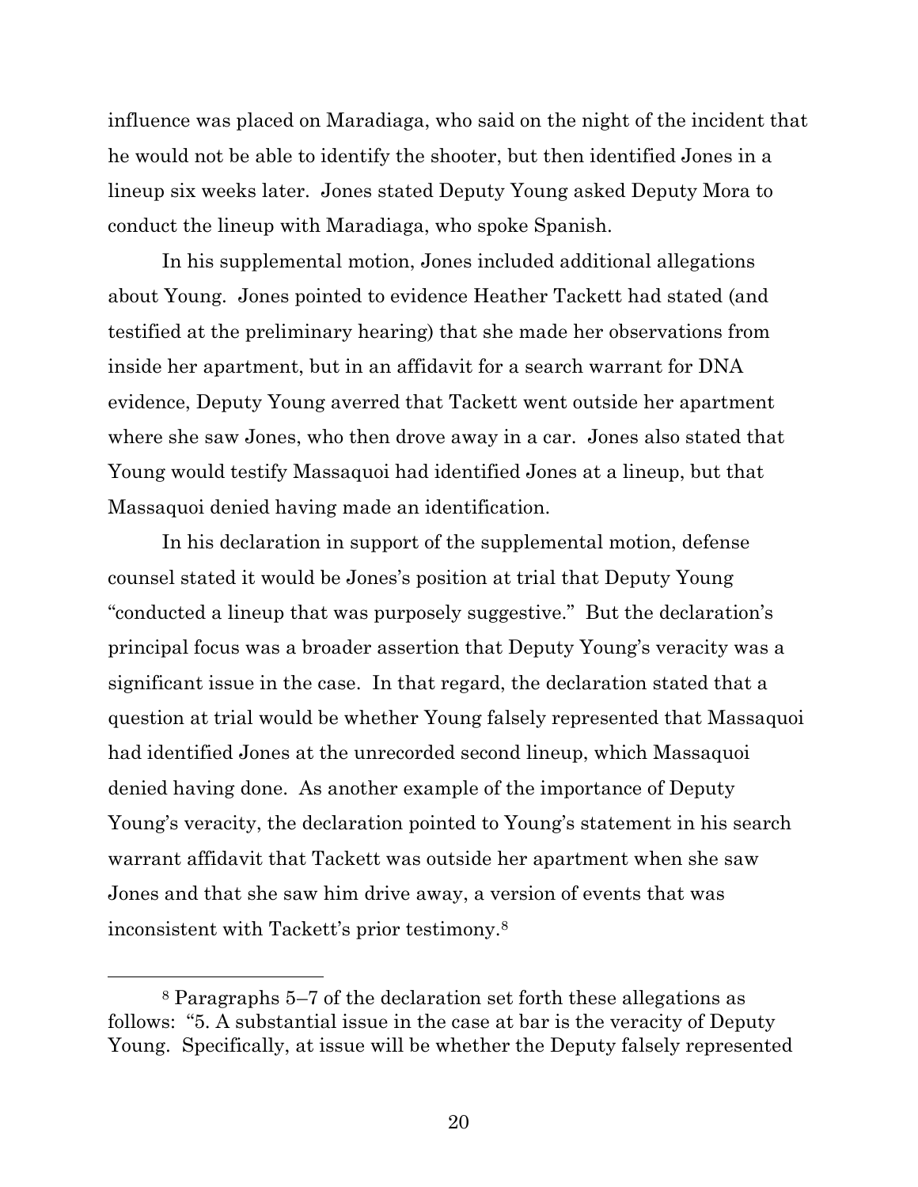influence was placed on Maradiaga, who said on the night of the incident that he would not be able to identify the shooter, but then identified Jones in a lineup six weeks later. Jones stated Deputy Young asked Deputy Mora to conduct the lineup with Maradiaga, who spoke Spanish.

In his supplemental motion, Jones included additional allegations about Young. Jones pointed to evidence Heather Tackett had stated (and testified at the preliminary hearing) that she made her observations from inside her apartment, but in an affidavit for a search warrant for DNA evidence, Deputy Young averred that Tackett went outside her apartment where she saw Jones, who then drove away in a car. Jones also stated that Young would testify Massaquoi had identified Jones at a lineup, but that Massaquoi denied having made an identification.

In his declaration in support of the supplemental motion, defense counsel stated it would be Jones's position at trial that Deputy Young "conducted a lineup that was purposely suggestive." But the declaration's principal focus was a broader assertion that Deputy Young's veracity was a significant issue in the case. In that regard, the declaration stated that a question at trial would be whether Young falsely represented that Massaquoi had identified Jones at the unrecorded second lineup, which Massaquoi denied having done. As another example of the importance of Deputy Young's veracity, the declaration pointed to Young's statement in his search warrant affidavit that Tackett was outside her apartment when she saw Jones and that she saw him drive away, a version of events that was inconsistent with Tackett's prior testimony.[8]

---

[8] Paragraphs 5–7 of the declaration set forth these allegations as follows: "5. A substantial issue in the case at bar is the veracity of Deputy Young. Specifically, at issue will be whether the Deputy falsely represented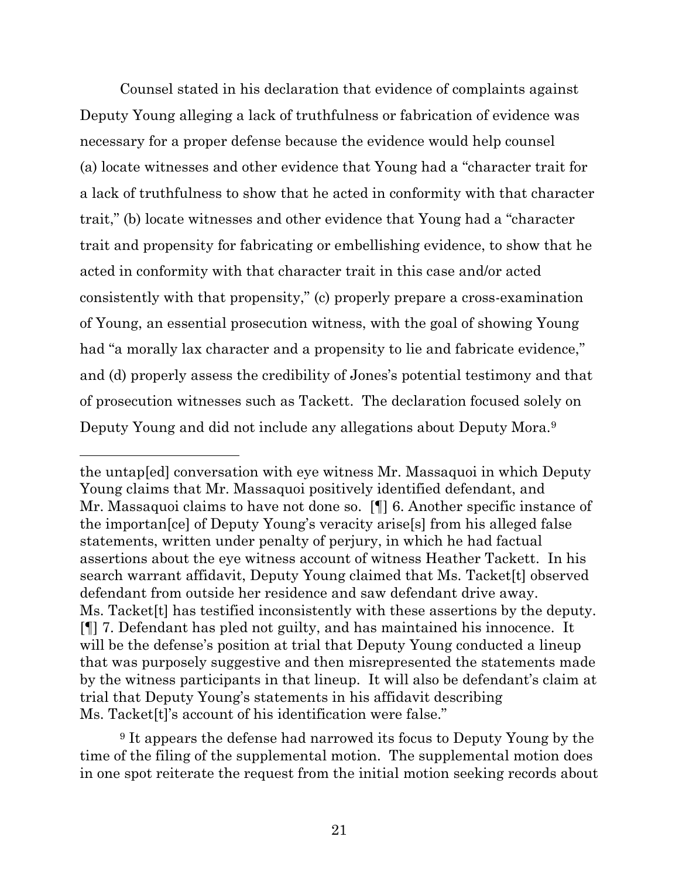Counsel stated in his declaration that evidence of complaints against Deputy Young alleging a lack of truthfulness or fabrication of evidence was necessary for a proper defense because the evidence would help counsel (a) locate witnesses and other evidence that Young had a "character trait for a lack of truthfulness to show that he acted in conformity with that character trait," (b) locate witnesses and other evidence that Young had a "character trait and propensity for fabricating or embellishing evidence, to show that he acted in conformity with that character trait in this case and/or acted consistently with that propensity," (c) properly prepare a cross-examination of Young, an essential prosecution witness, with the goal of showing Young had "a morally lax character and a propensity to lie and fabricate evidence," and (d) properly assess the credibility of Jones's potential testimony and that of prosecution witnesses such as Tackett. The declaration focused solely on Deputy Young and did not include any allegations about Deputy Mora.[9]

---

the untap[ed] conversation with eye witness Mr. Massaquoi in which Deputy Young claims that Mr. Massaquoi positively identified defendant, and Mr. Massaquoi claims to have not done so. [¶] 6. Another specific instance of the importan[ce] of Deputy Young's veracity arise[s] from his alleged false statements, written under penalty of perjury, in which he had factual assertions about the eye witness account of witness Heather Tackett. In his search warrant affidavit, Deputy Young claimed that Ms. Tacket[t] observed defendant from outside her residence and saw defendant drive away. Ms. Tacket[t] has testified inconsistently with these assertions by the deputy. [¶] 7. Defendant has pled not guilty, and has maintained his innocence. It will be the defense's position at trial that Deputy Young conducted a lineup that was purposely suggestive and then misrepresented the statements made by the witness participants in that lineup. It will also be defendant's claim at trial that Deputy Young's statements in his affidavit describing Ms. Tacket[t]'s account of his identification were false."

[9] It appears the defense had narrowed its focus to Deputy Young by the time of the filing of the supplemental motion. The supplemental motion does in one spot reiterate the request from the initial motion seeking records about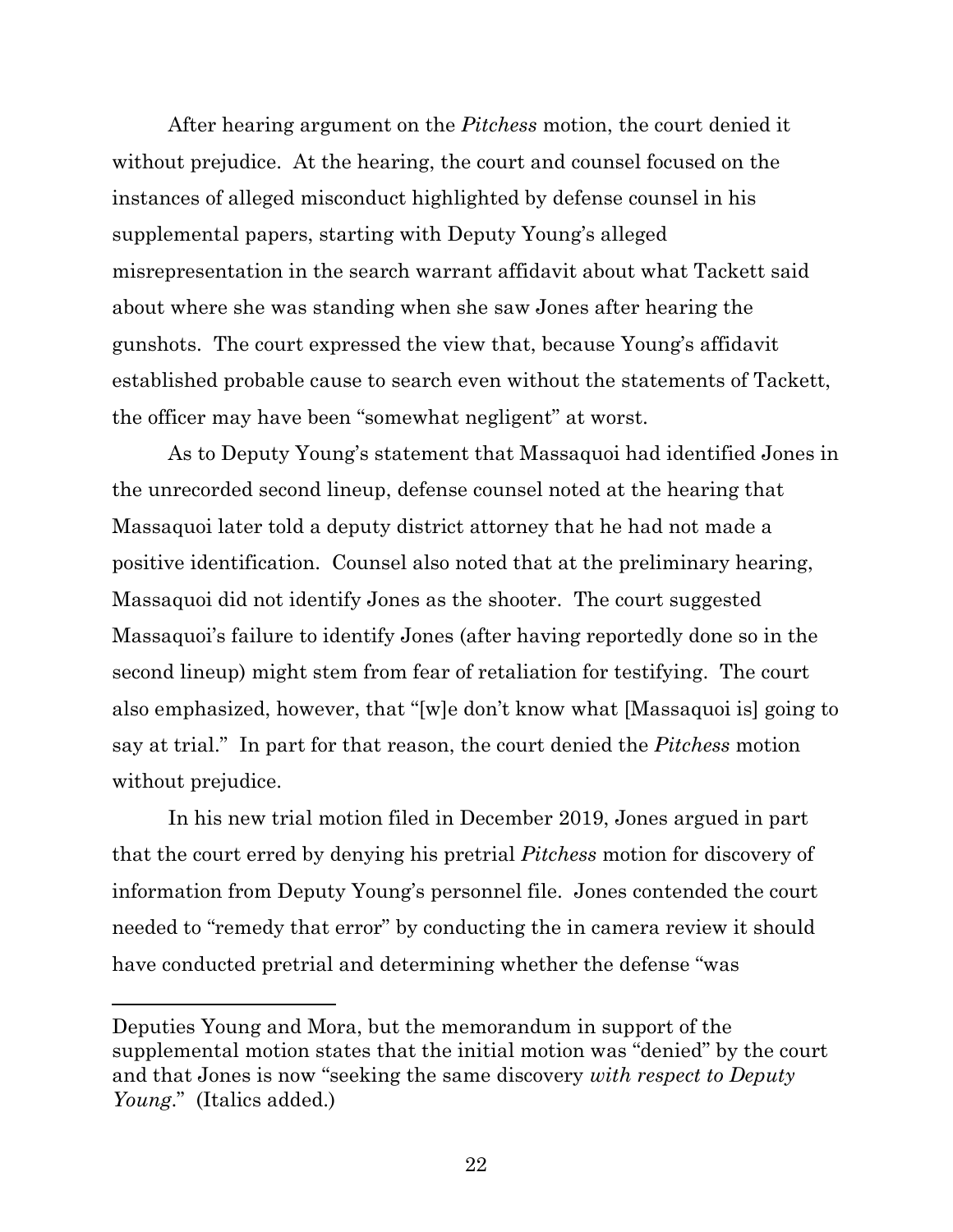After hearing argument on the *Pitchess* motion, the court denied it without prejudice. At the hearing, the court and counsel focused on the instances of alleged misconduct highlighted by defense counsel in his supplemental papers, starting with Deputy Young's alleged misrepresentation in the search warrant affidavit about what Tackett said about where she was standing when she saw Jones after hearing the gunshots. The court expressed the view that, because Young's affidavit established probable cause to search even without the statements of Tackett, the officer may have been "somewhat negligent" at worst.

As to Deputy Young's statement that Massaquoi had identified Jones in the unrecorded second lineup, defense counsel noted at the hearing that Massaquoi later told a deputy district attorney that he had not made a positive identification. Counsel also noted that at the preliminary hearing, Massaquoi did not identify Jones as the shooter. The court suggested Massaquoi's failure to identify Jones (after having reportedly done so in the second lineup) might stem from fear of retaliation for testifying. The court also emphasized, however, that "[w]e don't know what [Massaquoi is] going to say at trial." In part for that reason, the court denied the *Pitchess* motion without prejudice.

In his new trial motion filed in December 2019, Jones argued in part that the court erred by denying his pretrial *Pitchess* motion for discovery of information from Deputy Young's personnel file. Jones contended the court needed to "remedy that error" by conducting the in camera review it should have conducted pretrial and determining whether the defense "was

---

Deputies Young and Mora, but the memorandum in support of the supplemental motion states that the initial motion was "denied" by the court and that Jones is now "seeking the same discovery *with respect to Deputy Young*." (Italics added.)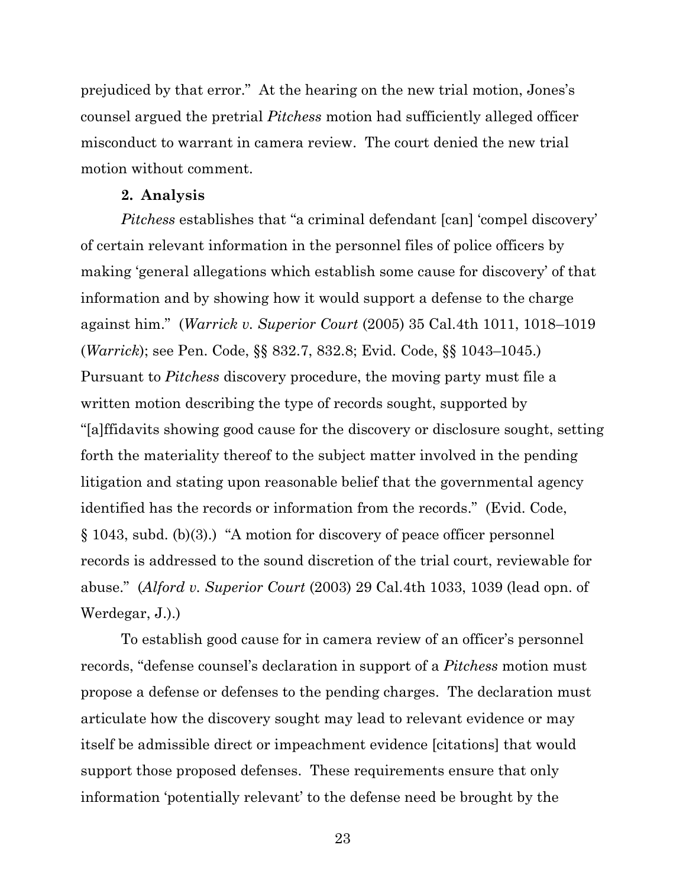prejudiced by that error." At the hearing on the new trial motion, Jones's counsel argued the pretrial *Pitchess* motion had sufficiently alleged officer misconduct to warrant in camera review. The court denied the new trial motion without comment.

**2. Analysis**

*Pitchess* establishes that "a criminal defendant [can] 'compel discovery' of certain relevant information in the personnel files of police officers by making 'general allegations which establish some cause for discovery' of that information and by showing how it would support a defense to the charge against him." (*Warrick v. Superior Court* (2005) 35 Cal.4th 1011, 1018–1019 (*Warrick*); see Pen. Code, §§ 832.7, 832.8; Evid. Code, §§ 1043–1045.) Pursuant to *Pitchess* discovery procedure, the moving party must file a written motion describing the type of records sought, supported by "[a]ffidavits showing good cause for the discovery or disclosure sought, setting forth the materiality thereof to the subject matter involved in the pending litigation and stating upon reasonable belief that the governmental agency identified has the records or information from the records." (Evid. Code, § 1043, subd. (b)(3).) "A motion for discovery of peace officer personnel records is addressed to the sound discretion of the trial court, reviewable for abuse." (*Alford v. Superior Court* (2003) 29 Cal.4th 1033, 1039 (lead opn. of Werdegar, J.).)

To establish good cause for in camera review of an officer's personnel records, "defense counsel's declaration in support of a *Pitchess* motion must propose a defense or defenses to the pending charges. The declaration must articulate how the discovery sought may lead to relevant evidence or may itself be admissible direct or impeachment evidence [citations] that would support those proposed defenses. These requirements ensure that only information 'potentially relevant' to the defense need be brought by the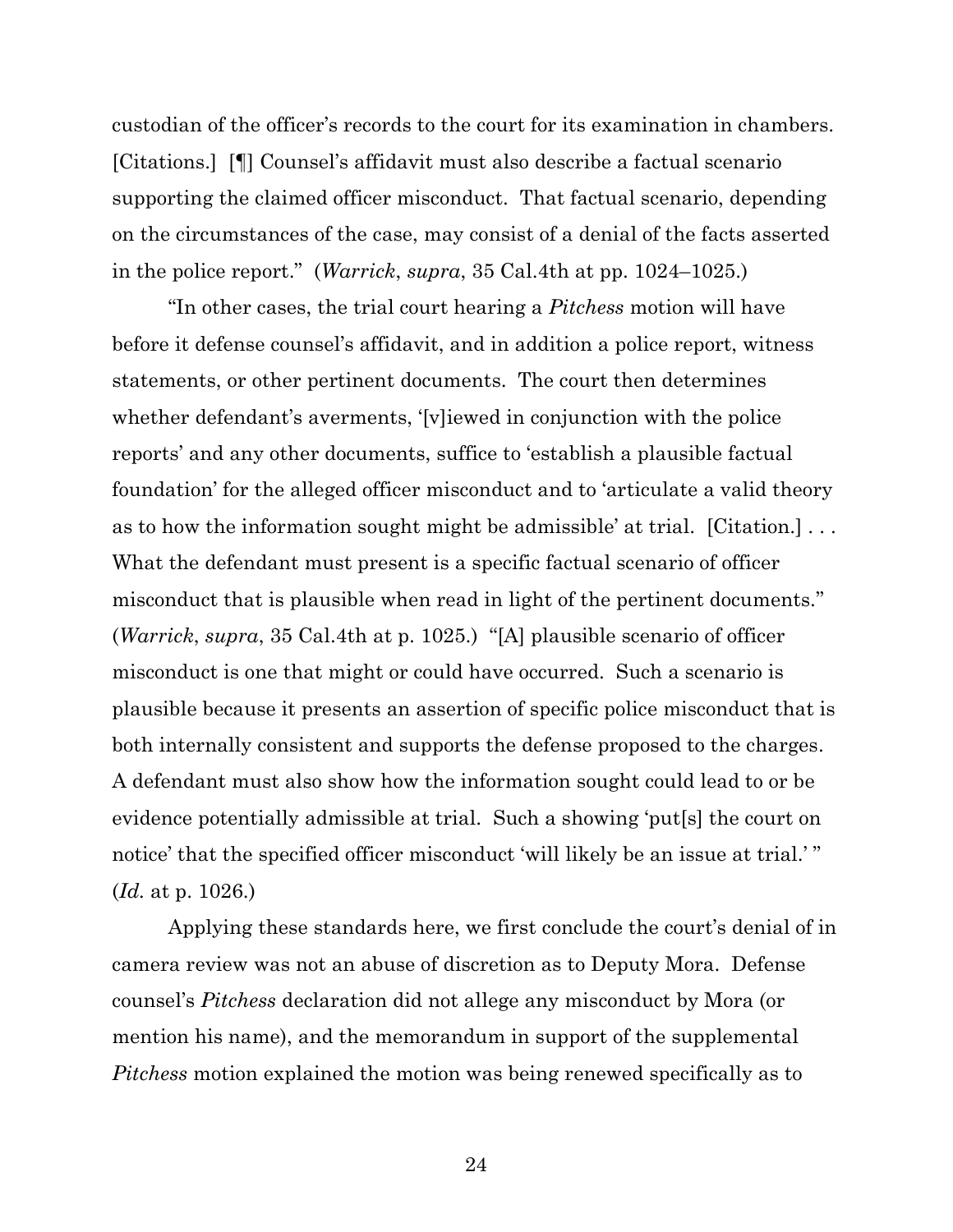custodian of the officer's records to the court for its examination in chambers. [Citations.] [¶] Counsel's affidavit must also describe a factual scenario supporting the claimed officer misconduct. That factual scenario, depending on the circumstances of the case, may consist of a denial of the facts asserted in the police report." (*Warrick*, *supra*, 35 Cal.4th at pp. 1024–1025.)

"In other cases, the trial court hearing a *Pitchess* motion will have before it defense counsel's affidavit, and in addition a police report, witness statements, or other pertinent documents. The court then determines whether defendant's averments, '[v]iewed in conjunction with the police reports' and any other documents, suffice to 'establish a plausible factual foundation' for the alleged officer misconduct and to 'articulate a valid theory as to how the information sought might be admissible' at trial. [Citation.] . . . What the defendant must present is a specific factual scenario of officer misconduct that is plausible when read in light of the pertinent documents." (*Warrick*, *supra*, 35 Cal.4th at p. 1025.) "[A] plausible scenario of officer misconduct is one that might or could have occurred. Such a scenario is plausible because it presents an assertion of specific police misconduct that is both internally consistent and supports the defense proposed to the charges. A defendant must also show how the information sought could lead to or be evidence potentially admissible at trial. Such a showing 'put[s] the court on notice' that the specified officer misconduct 'will likely be an issue at trial.' " (*Id.* at p. 1026.)

Applying these standards here, we first conclude the court's denial of in camera review was not an abuse of discretion as to Deputy Mora. Defense counsel's *Pitchess* declaration did not allege any misconduct by Mora (or mention his name), and the memorandum in support of the supplemental *Pitchess* motion explained the motion was being renewed specifically as to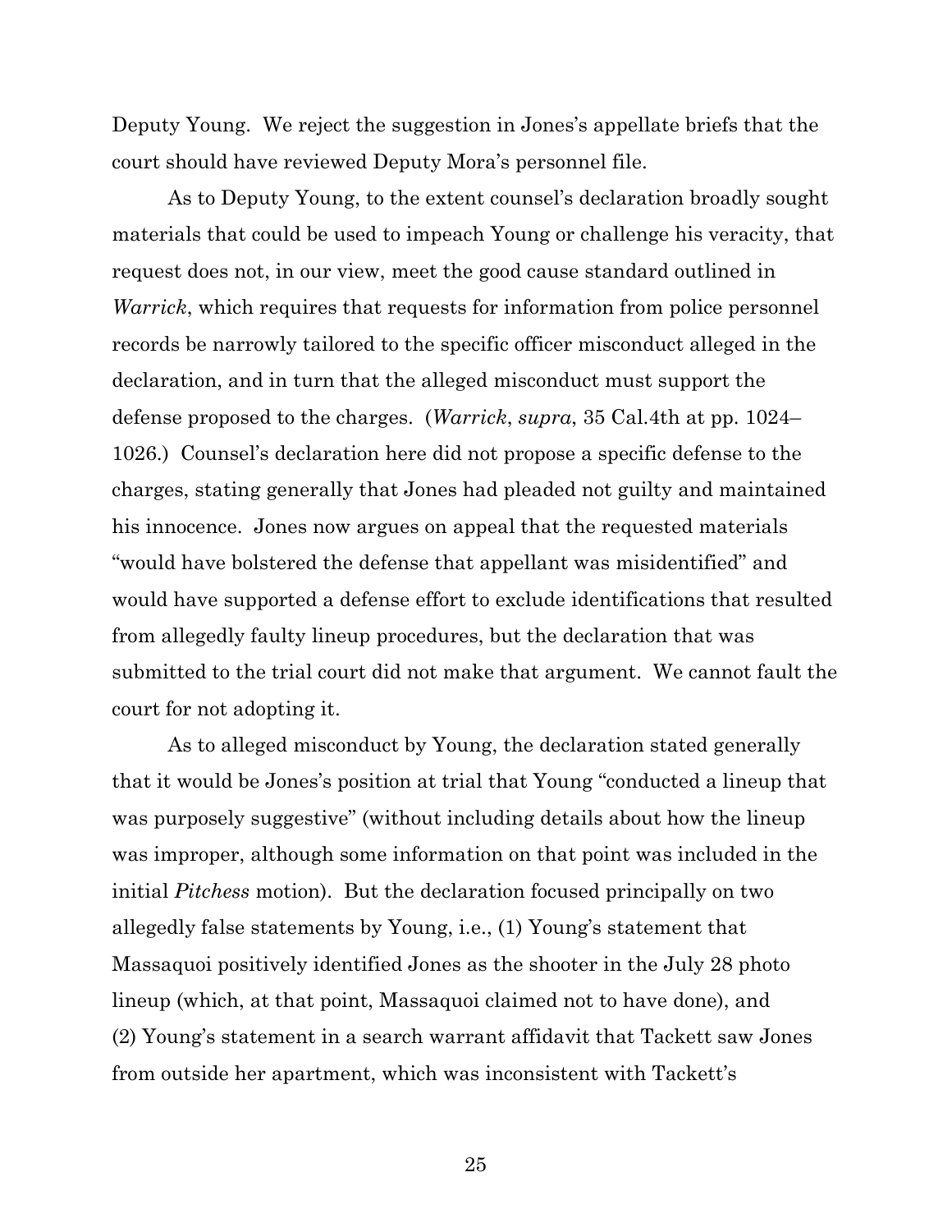Deputy Young. We reject the suggestion in Jones's appellate briefs that the court should have reviewed Deputy Mora's personnel file.

As to Deputy Young, to the extent counsel's declaration broadly sought materials that could be used to impeach Young or challenge his veracity, that request does not, in our view, meet the good cause standard outlined in *Warrick*, which requires that requests for information from police personnel records be narrowly tailored to the specific officer misconduct alleged in the declaration, and in turn that the alleged misconduct must support the defense proposed to the charges. (*Warrick*, *supra*, 35 Cal.4th at pp. 1024–1026.) Counsel's declaration here did not propose a specific defense to the charges, stating generally that Jones had pleaded not guilty and maintained his innocence. Jones now argues on appeal that the requested materials "would have bolstered the defense that appellant was misidentified" and would have supported a defense effort to exclude identifications that resulted from allegedly faulty lineup procedures, but the declaration that was submitted to the trial court did not make that argument. We cannot fault the court for not adopting it.

As to alleged misconduct by Young, the declaration stated generally that it would be Jones's position at trial that Young "conducted a lineup that was purposely suggestive" (without including details about how the lineup was improper, although some information on that point was included in the initial *Pitchess* motion). But the declaration focused principally on two allegedly false statements by Young, i.e., (1) Young's statement that Massaquoi positively identified Jones as the shooter in the July 28 photo lineup (which, at that point, Massaquoi claimed not to have done), and (2) Young's statement in a search warrant affidavit that Tackett saw Jones from outside her apartment, which was inconsistent with Tackett's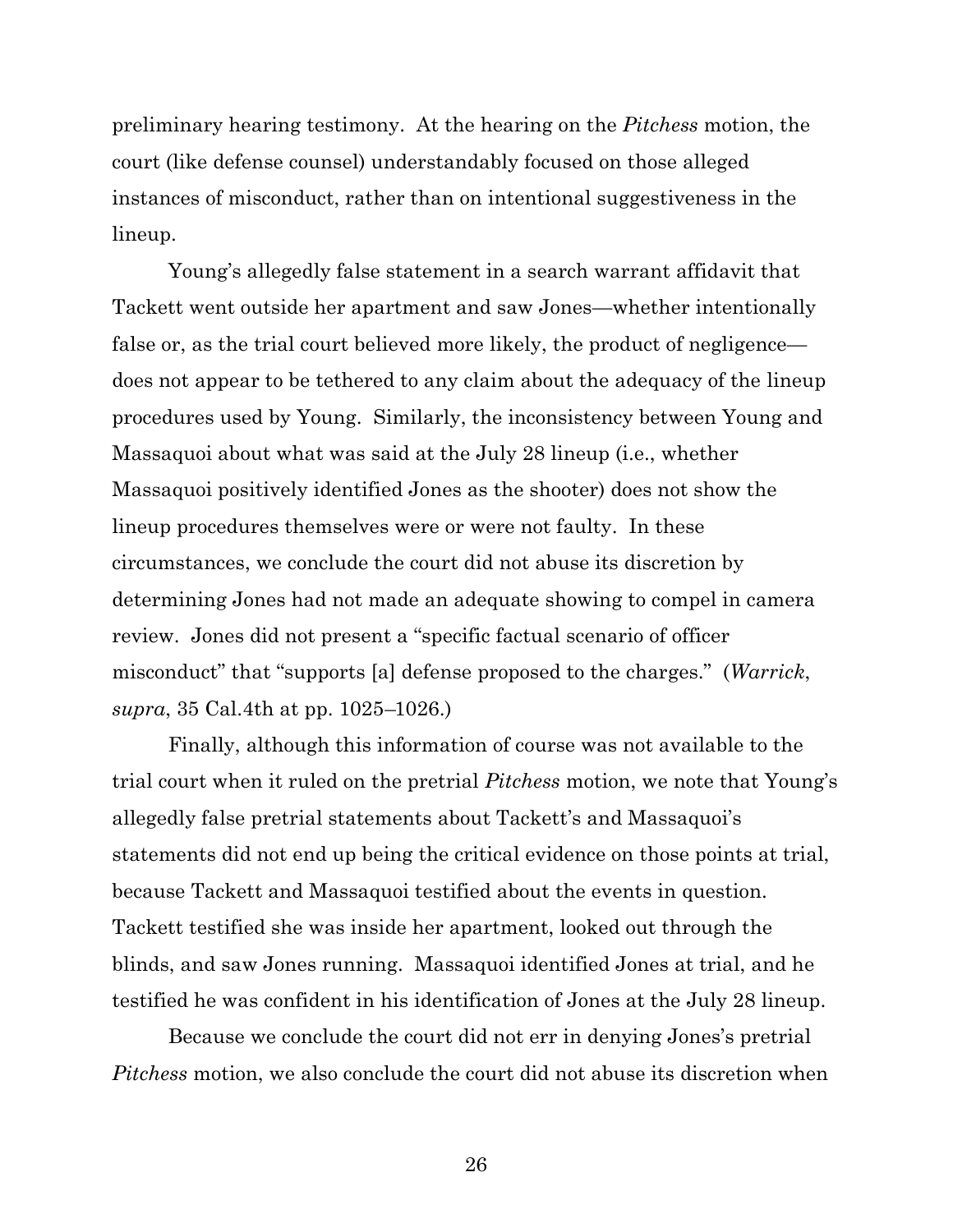preliminary hearing testimony. At the hearing on the *Pitchess* motion, the court (like defense counsel) understandably focused on those alleged instances of misconduct, rather than on intentional suggestiveness in the lineup.

Young's allegedly false statement in a search warrant affidavit that Tackett went outside her apartment and saw Jones—whether intentionally false or, as the trial court believed more likely, the product of negligence—does not appear to be tethered to any claim about the adequacy of the lineup procedures used by Young. Similarly, the inconsistency between Young and Massaquoi about what was said at the July 28 lineup (i.e., whether Massaquoi positively identified Jones as the shooter) does not show the lineup procedures themselves were or were not faulty. In these circumstances, we conclude the court did not abuse its discretion by determining Jones had not made an adequate showing to compel in camera review. Jones did not present a "specific factual scenario of officer misconduct" that "supports [a] defense proposed to the charges." (*Warrick*, *supra*, 35 Cal.4th at pp. 1025–1026.)

Finally, although this information of course was not available to the trial court when it ruled on the pretrial *Pitchess* motion, we note that Young's allegedly false pretrial statements about Tackett's and Massaquoi's statements did not end up being the critical evidence on those points at trial, because Tackett and Massaquoi testified about the events in question. Tackett testified she was inside her apartment, looked out through the blinds, and saw Jones running. Massaquoi identified Jones at trial, and he testified he was confident in his identification of Jones at the July 28 lineup.

Because we conclude the court did not err in denying Jones's pretrial *Pitchess* motion, we also conclude the court did not abuse its discretion when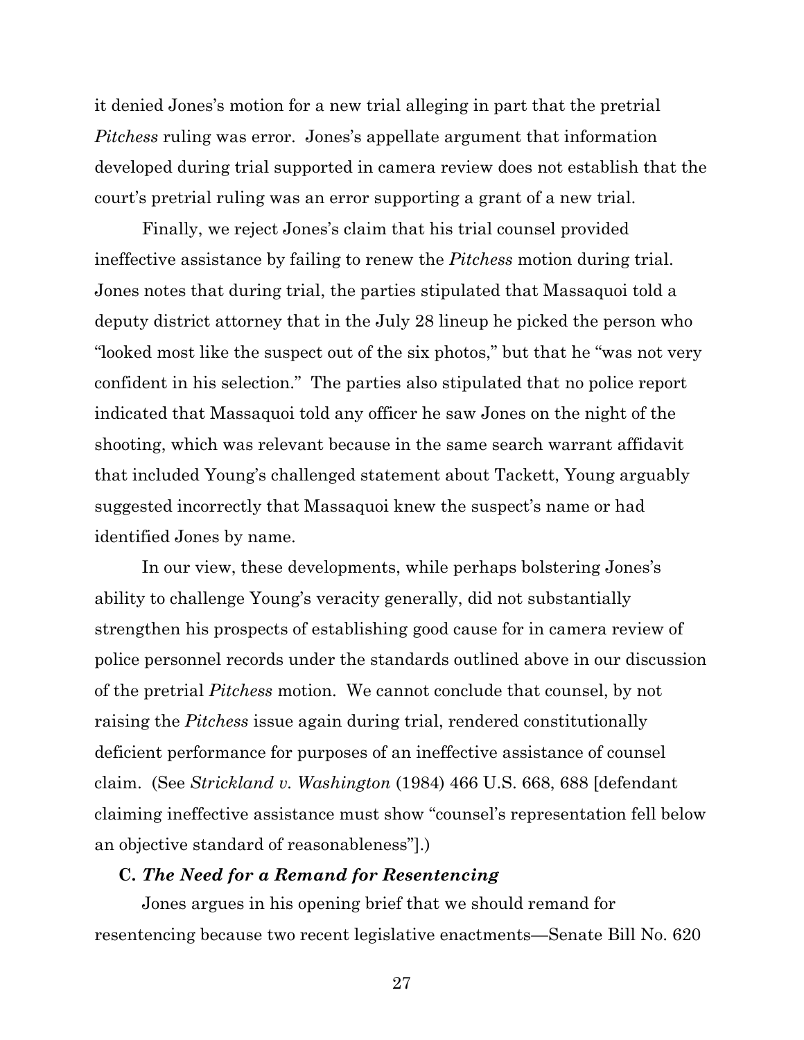it denied Jones's motion for a new trial alleging in part that the pretrial *Pitchess* ruling was error. Jones's appellate argument that information developed during trial supported in camera review does not establish that the court's pretrial ruling was an error supporting a grant of a new trial.

Finally, we reject Jones's claim that his trial counsel provided ineffective assistance by failing to renew the *Pitchess* motion during trial. Jones notes that during trial, the parties stipulated that Massaquoi told a deputy district attorney that in the July 28 lineup he picked the person who "looked most like the suspect out of the six photos," but that he "was not very confident in his selection." The parties also stipulated that no police report indicated that Massaquoi told any officer he saw Jones on the night of the shooting, which was relevant because in the same search warrant affidavit that included Young's challenged statement about Tackett, Young arguably suggested incorrectly that Massaquoi knew the suspect's name or had identified Jones by name.

In our view, these developments, while perhaps bolstering Jones's ability to challenge Young's veracity generally, did not substantially strengthen his prospects of establishing good cause for in camera review of police personnel records under the standards outlined above in our discussion of the pretrial *Pitchess* motion. We cannot conclude that counsel, by not raising the *Pitchess* issue again during trial, rendered constitutionally deficient performance for purposes of an ineffective assistance of counsel claim. (See *Strickland v. Washington* (1984) 466 U.S. 668, 688 [defendant claiming ineffective assistance must show "counsel's representation fell below an objective standard of reasonableness"].)

### C. *The Need for a Remand for Resentencing*

Jones argues in his opening brief that we should remand for resentencing because two recent legislative enactments—Senate Bill No. 620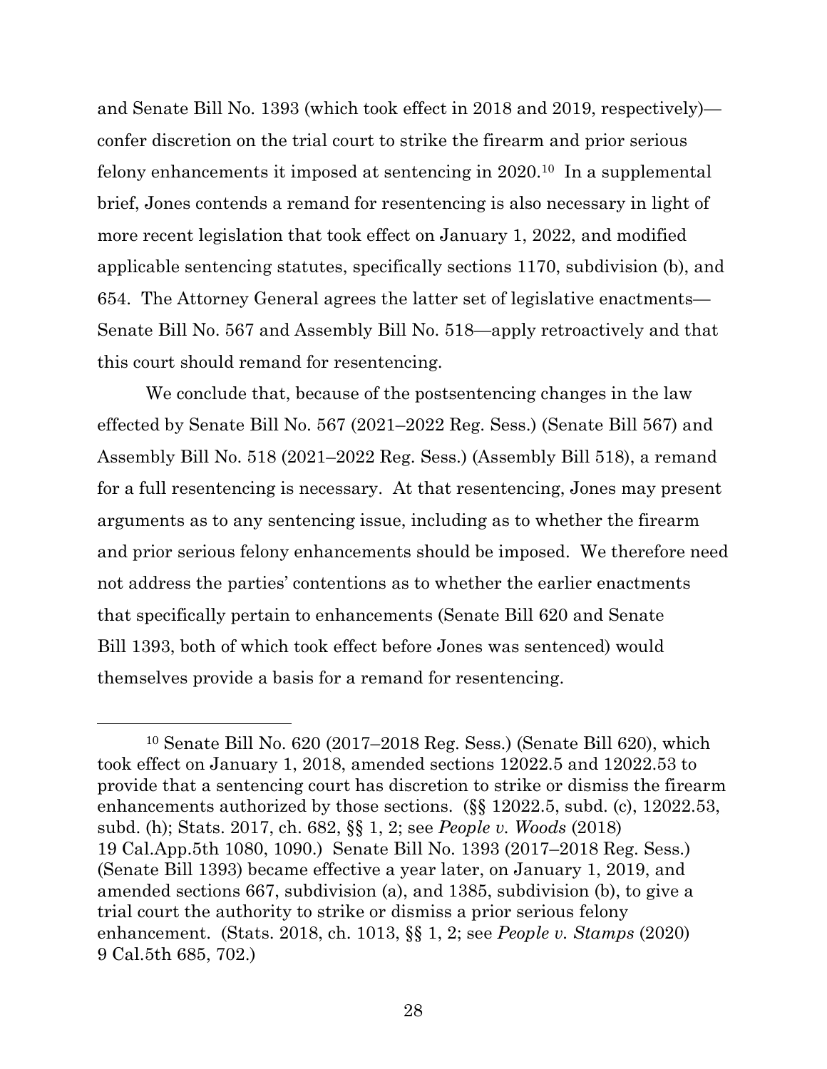and Senate Bill No. 1393 (which took effect in 2018 and 2019, respectively)—confer discretion on the trial court to strike the firearm and prior serious felony enhancements it imposed at sentencing in 2020.[10] In a supplemental brief, Jones contends a remand for resentencing is also necessary in light of more recent legislation that took effect on January 1, 2022, and modified applicable sentencing statutes, specifically sections 1170, subdivision (b), and 654. The Attorney General agrees the latter set of legislative enactments—Senate Bill No. 567 and Assembly Bill No. 518—apply retroactively and that this court should remand for resentencing.

We conclude that, because of the postsentencing changes in the law effected by Senate Bill No. 567 (2021–2022 Reg. Sess.) (Senate Bill 567) and Assembly Bill No. 518 (2021–2022 Reg. Sess.) (Assembly Bill 518), a remand for a full resentencing is necessary. At that resentencing, Jones may present arguments as to any sentencing issue, including as to whether the firearm and prior serious felony enhancements should be imposed. We therefore need not address the parties' contentions as to whether the earlier enactments that specifically pertain to enhancements (Senate Bill 620 and Senate Bill 1393, both of which took effect before Jones was sentenced) would themselves provide a basis for a remand for resentencing.

---

[10] Senate Bill No. 620 (2017–2018 Reg. Sess.) (Senate Bill 620), which took effect on January 1, 2018, amended sections 12022.5 and 12022.53 to provide that a sentencing court has discretion to strike or dismiss the firearm enhancements authorized by those sections. (§§ 12022.5, subd. (c), 12022.53, subd. (h); Stats. 2017, ch. 682, §§ 1, 2; see *People v. Woods* (2018) 19 Cal.App.5th 1080, 1090.) Senate Bill No. 1393 (2017–2018 Reg. Sess.) (Senate Bill 1393) became effective a year later, on January 1, 2019, and amended sections 667, subdivision (a), and 1385, subdivision (b), to give a trial court the authority to strike or dismiss a prior serious felony enhancement. (Stats. 2018, ch. 1013, §§ 1, 2; see *People v. Stamps* (2020) 9 Cal.5th 685, 702.)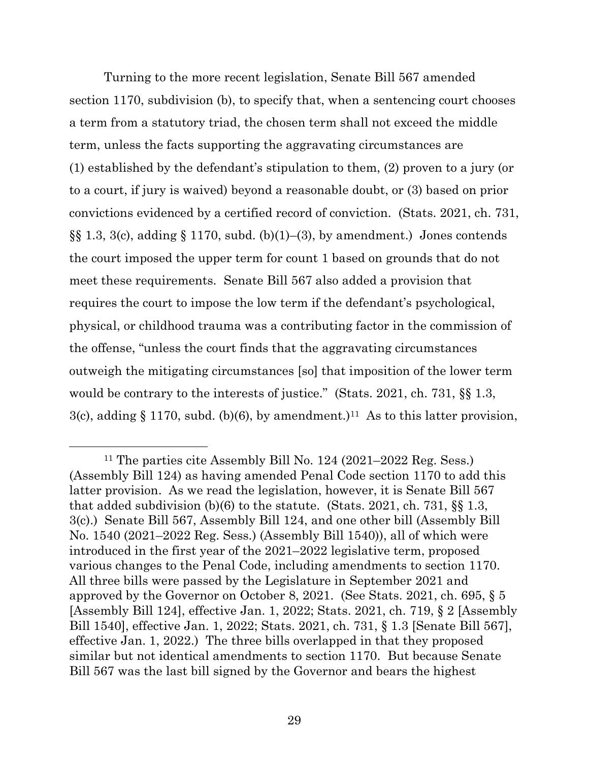Turning to the more recent legislation, Senate Bill 567 amended section 1170, subdivision (b), to specify that, when a sentencing court chooses a term from a statutory triad, the chosen term shall not exceed the middle term, unless the facts supporting the aggravating circumstances are (1) established by the defendant's stipulation to them, (2) proven to a jury (or to a court, if jury is waived) beyond a reasonable doubt, or (3) based on prior convictions evidenced by a certified record of conviction. (Stats. 2021, ch. 731, §§ 1.3, 3(c), adding § 1170, subd. (b)(1)–(3), by amendment.) Jones contends the court imposed the upper term for count 1 based on grounds that do not meet these requirements. Senate Bill 567 also added a provision that requires the court to impose the low term if the defendant's psychological, physical, or childhood trauma was a contributing factor in the commission of the offense, "unless the court finds that the aggravating circumstances outweigh the mitigating circumstances [so] that imposition of the lower term would be contrary to the interests of justice." (Stats. 2021, ch. 731, §§ 1.3, 3(c), adding § 1170, subd. (b)(6), by amendment.)[11] As to this latter provision,

---

[11] The parties cite Assembly Bill No. 124 (2021–2022 Reg. Sess.) (Assembly Bill 124) as having amended Penal Code section 1170 to add this latter provision. As we read the legislation, however, it is Senate Bill 567 that added subdivision (b)(6) to the statute. (Stats. 2021, ch. 731, §§ 1.3, 3(c).) Senate Bill 567, Assembly Bill 124, and one other bill (Assembly Bill No. 1540 (2021–2022 Reg. Sess.) (Assembly Bill 1540)), all of which were introduced in the first year of the 2021–2022 legislative term, proposed various changes to the Penal Code, including amendments to section 1170. All three bills were passed by the Legislature in September 2021 and approved by the Governor on October 8, 2021. (See Stats. 2021, ch. 695, § 5 [Assembly Bill 124], effective Jan. 1, 2022; Stats. 2021, ch. 719, § 2 [Assembly Bill 1540], effective Jan. 1, 2022; Stats. 2021, ch. 731, § 1.3 [Senate Bill 567], effective Jan. 1, 2022.) The three bills overlapped in that they proposed similar but not identical amendments to section 1170. But because Senate Bill 567 was the last bill signed by the Governor and bears the highest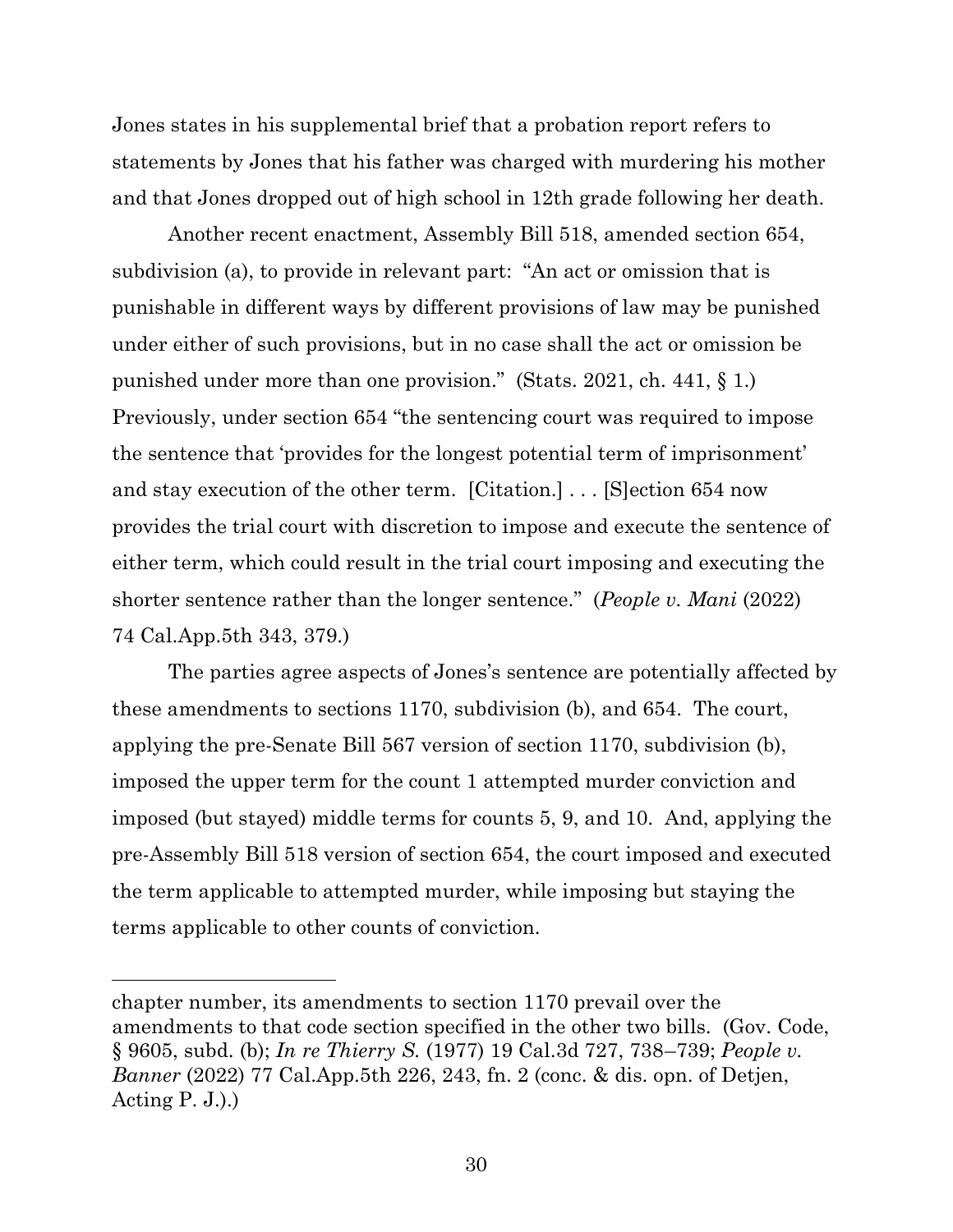Jones states in his supplemental brief that a probation report refers to statements by Jones that his father was charged with murdering his mother and that Jones dropped out of high school in 12th grade following her death.

Another recent enactment, Assembly Bill 518, amended section 654, subdivision (a), to provide in relevant part: "An act or omission that is punishable in different ways by different provisions of law may be punished under either of such provisions, but in no case shall the act or omission be punished under more than one provision." (Stats. 2021, ch. 441, § 1.) Previously, under section 654 "the sentencing court was required to impose the sentence that 'provides for the longest potential term of imprisonment' and stay execution of the other term. [Citation.] . . . [S]ection 654 now provides the trial court with discretion to impose and execute the sentence of either term, which could result in the trial court imposing and executing the shorter sentence rather than the longer sentence." (*People v. Mani* (2022) 74 Cal.App.5th 343, 379.)

The parties agree aspects of Jones's sentence are potentially affected by these amendments to sections 1170, subdivision (b), and 654. The court, applying the pre-Senate Bill 567 version of section 1170, subdivision (b), imposed the upper term for the count 1 attempted murder conviction and imposed (but stayed) middle terms for counts 5, 9, and 10. And, applying the pre-Assembly Bill 518 version of section 654, the court imposed and executed the term applicable to attempted murder, while imposing but staying the terms applicable to other counts of conviction.

---

chapter number, its amendments to section 1170 prevail over the amendments to that code section specified in the other two bills. (Gov. Code, § 9605, subd. (b); *In re Thierry S.* (1977) 19 Cal.3d 727, 738–739; *People v. Banner* (2022) 77 Cal.App.5th 226, 243, fn. 2 (conc. & dis. opn. of Detjen, Acting P. J.).)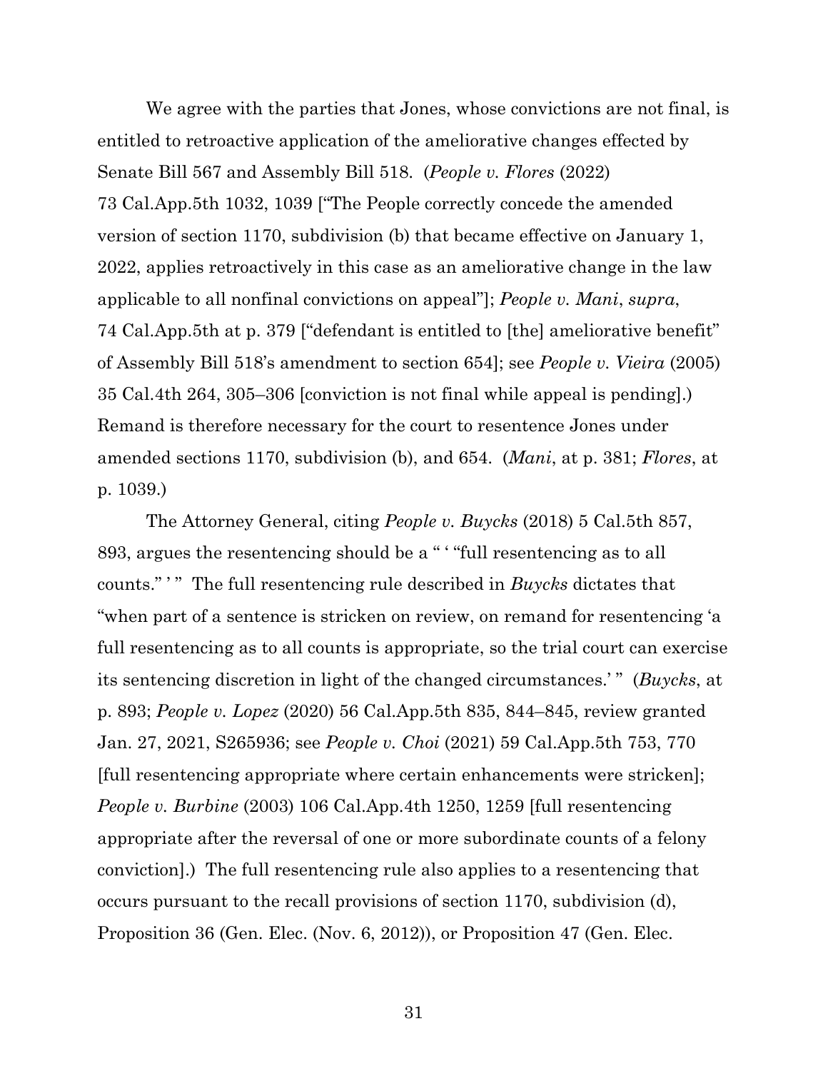We agree with the parties that Jones, whose convictions are not final, is entitled to retroactive application of the ameliorative changes effected by Senate Bill 567 and Assembly Bill 518. (*People v. Flores* (2022) 73 Cal.App.5th 1032, 1039 ["The People correctly concede the amended version of section 1170, subdivision (b) that became effective on January 1, 2022, applies retroactively in this case as an ameliorative change in the law applicable to all nonfinal convictions on appeal"]; *People v. Mani*, *supra*, 74 Cal.App.5th at p. 379 ["defendant is entitled to [the] ameliorative benefit" of Assembly Bill 518's amendment to section 654]; see *People v. Vieira* (2005) 35 Cal.4th 264, 305–306 [conviction is not final while appeal is pending].) Remand is therefore necessary for the court to resentence Jones under amended sections 1170, subdivision (b), and 654. (*Mani*, at p. 381; *Flores*, at p. 1039.)

The Attorney General, citing *People v. Buycks* (2018) 5 Cal.5th 857, 893, argues the resentencing should be a " ' "full resentencing as to all counts." ' " The full resentencing rule described in *Buycks* dictates that "when part of a sentence is stricken on review, on remand for resentencing 'a full resentencing as to all counts is appropriate, so the trial court can exercise its sentencing discretion in light of the changed circumstances.' " (*Buycks*, at p. 893; *People v. Lopez* (2020) 56 Cal.App.5th 835, 844–845, review granted Jan. 27, 2021, S265936; see *People v. Choi* (2021) 59 Cal.App.5th 753, 770 [full resentencing appropriate where certain enhancements were stricken]; *People v. Burbine* (2003) 106 Cal.App.4th 1250, 1259 [full resentencing appropriate after the reversal of one or more subordinate counts of a felony conviction].) The full resentencing rule also applies to a resentencing that occurs pursuant to the recall provisions of section 1170, subdivision (d), Proposition 36 (Gen. Elec. (Nov. 6, 2012)), or Proposition 47 (Gen. Elec.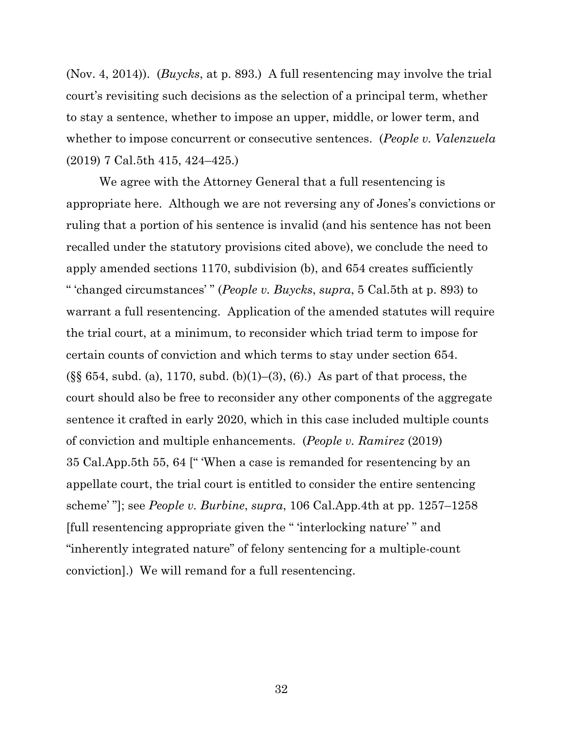(Nov. 4, 2014)). (*Buycks*, at p. 893.) A full resentencing may involve the trial court's revisiting such decisions as the selection of a principal term, whether to stay a sentence, whether to impose an upper, middle, or lower term, and whether to impose concurrent or consecutive sentences. (*People v. Valenzuela* (2019) 7 Cal.5th 415, 424–425.)

We agree with the Attorney General that a full resentencing is appropriate here. Although we are not reversing any of Jones's convictions or ruling that a portion of his sentence is invalid (and his sentence has not been recalled under the statutory provisions cited above), we conclude the need to apply amended sections 1170, subdivision (b), and 654 creates sufficiently " 'changed circumstances' " (*People v. Buycks*, *supra*, 5 Cal.5th at p. 893) to warrant a full resentencing. Application of the amended statutes will require the trial court, at a minimum, to reconsider which triad term to impose for certain counts of conviction and which terms to stay under section 654. (§§ 654, subd. (a), 1170, subd. (b)(1)–(3), (6).) As part of that process, the court should also be free to reconsider any other components of the aggregate sentence it crafted in early 2020, which in this case included multiple counts of conviction and multiple enhancements. (*People v. Ramirez* (2019) 35 Cal.App.5th 55, 64 [" 'When a case is remanded for resentencing by an appellate court, the trial court is entitled to consider the entire sentencing scheme' "]; see *People v. Burbine*, *supra*, 106 Cal.App.4th at pp. 1257–1258 [full resentencing appropriate given the " 'interlocking nature' " and "inherently integrated nature" of felony sentencing for a multiple-count conviction].) We will remand for a full resentencing.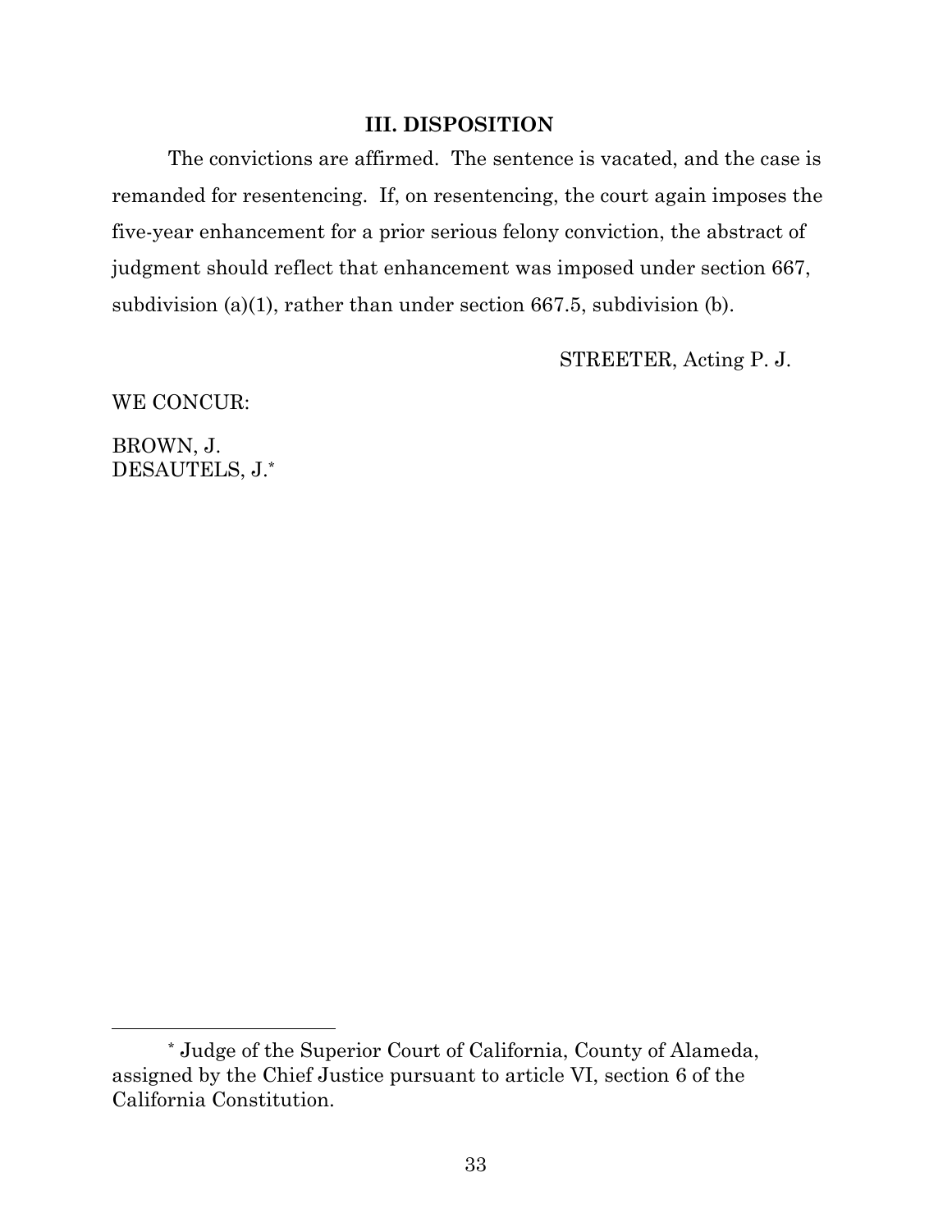## III. DISPOSITION

The convictions are affirmed. The sentence is vacated, and the case is remanded for resentencing. If, on resentencing, the court again imposes the five-year enhancement for a prior serious felony conviction, the abstract of judgment should reflect that enhancement was imposed under section 667, subdivision (a)(1), rather than under section 667.5, subdivision (b).

STREETER, Acting P. J.

WE CONCUR:

BROWN, J.
DESAUTELS, J.*

---

\* Judge of the Superior Court of California, County of Alameda, assigned by the Chief Justice pursuant to article VI, section 6 of the California Constitution.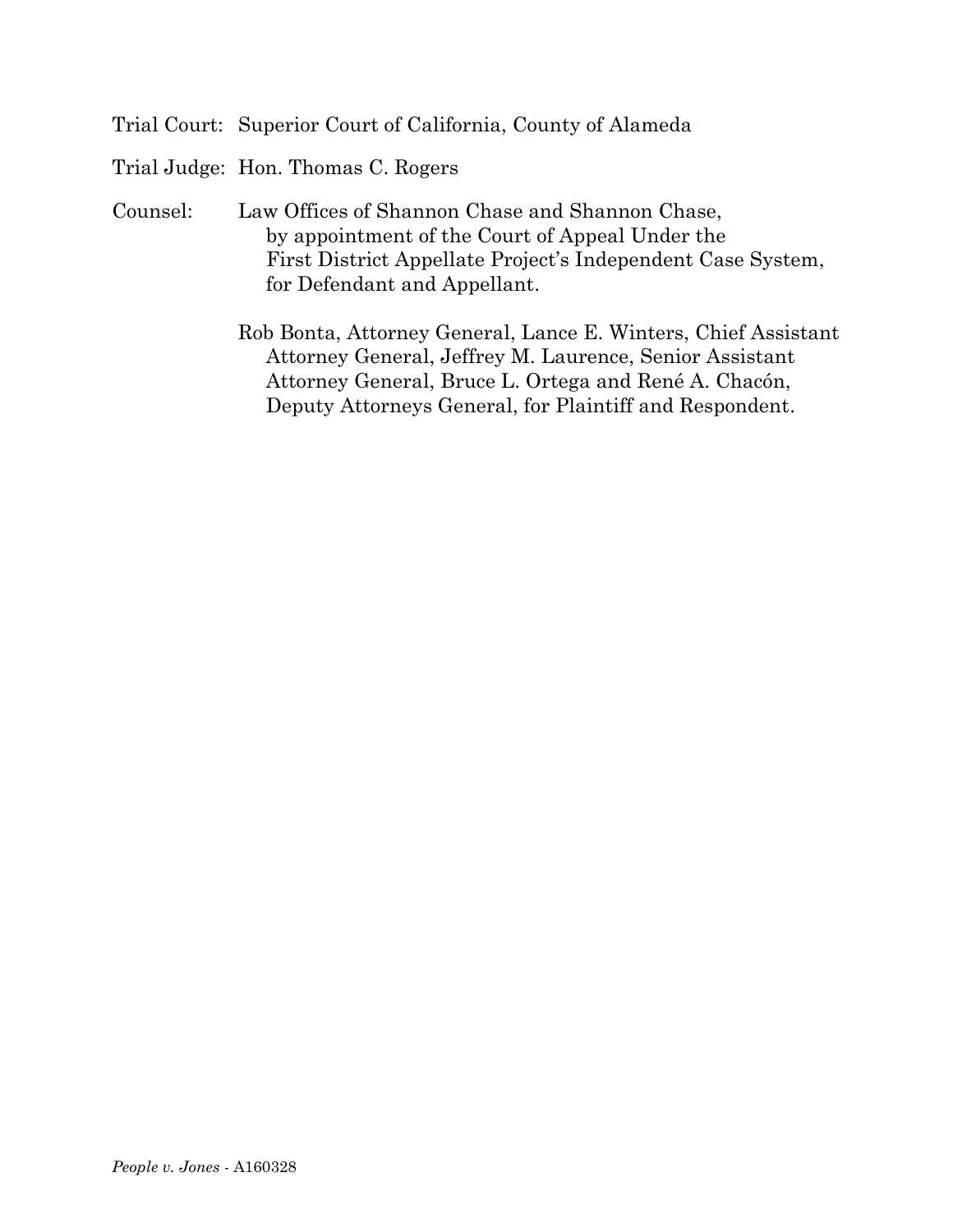Trial Court: Superior Court of California, County of Alameda

Trial Judge: Hon. Thomas C. Rogers

Counsel: Law Offices of Shannon Chase and Shannon Chase, by appointment of the Court of Appeal Under the First District Appellate Project's Independent Case System, for Defendant and Appellant.

Rob Bonta, Attorney General, Lance E. Winters, Chief Assistant Attorney General, Jeffrey M. Laurence, Senior Assistant Attorney General, Bruce L. Ortega and René A. Chacón, Deputy Attorneys General, for Plaintiff and Respondent.